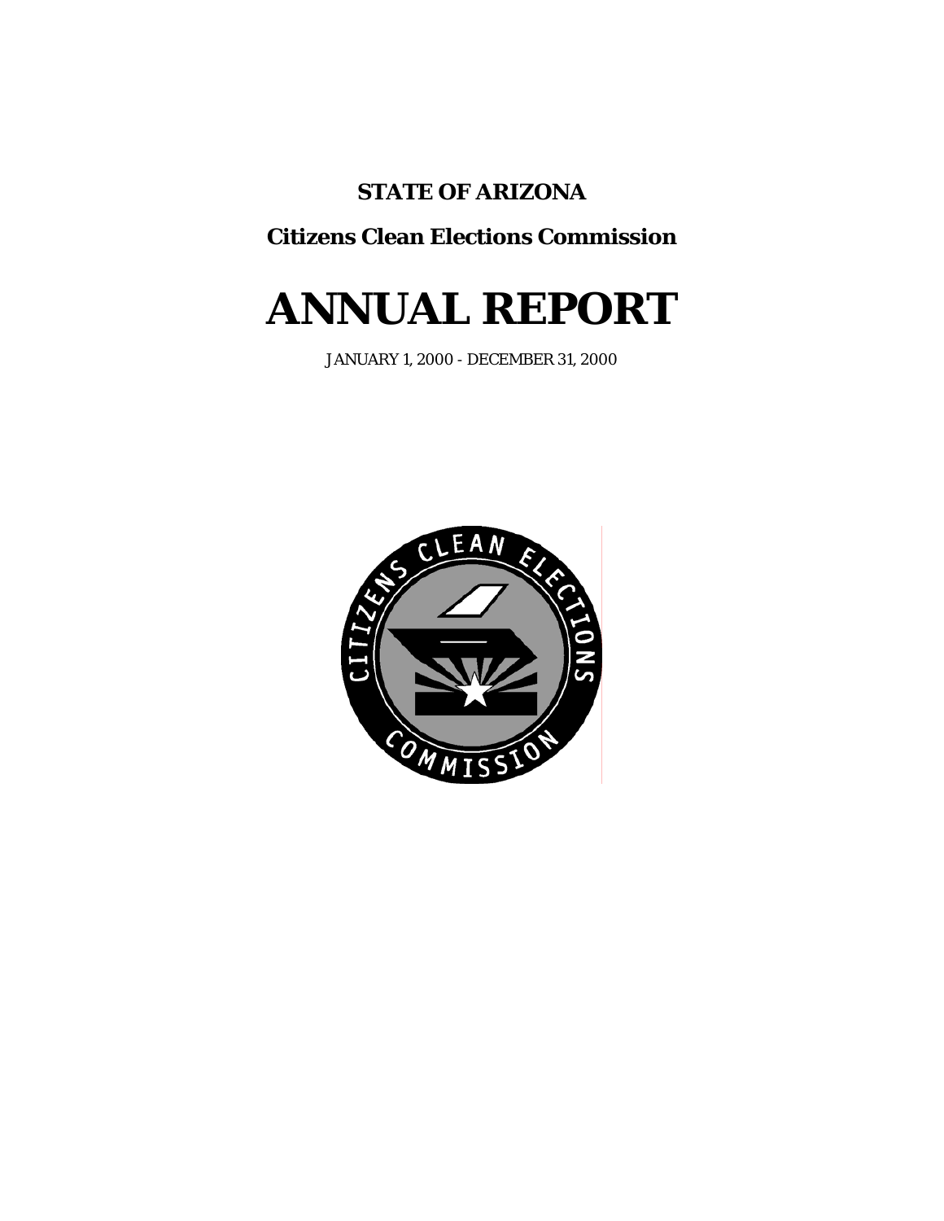**STATE OF ARIZONA**

**Citizens Clean Elections Commission**

# ANNUAL REPORT

JANUARY 1, 2000 - DECEMBER 31, 2000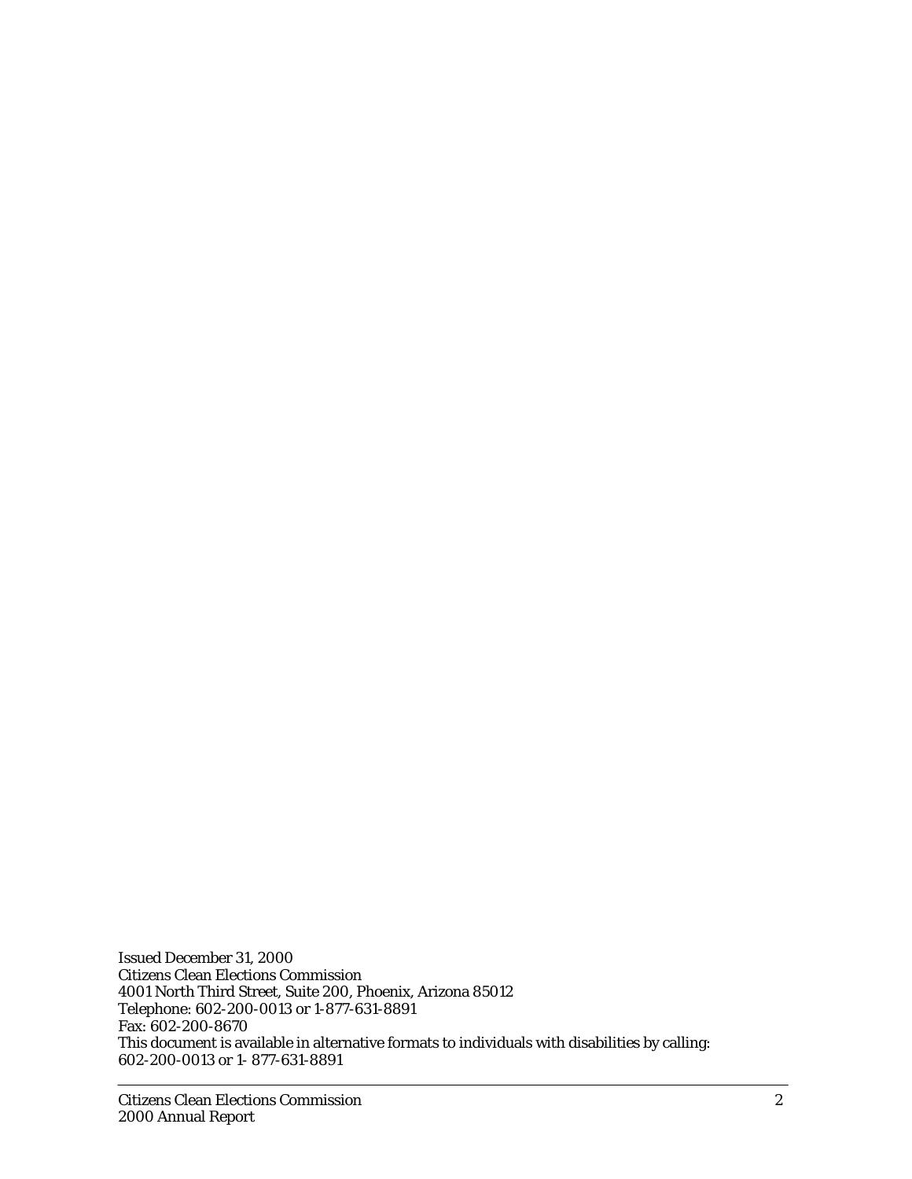Issued December 31, 2000
Citizens Clean Elections Commission
4001 North Third Street, Suite 200, Phoenix, Arizona 85012
Telephone: 602-200-0013 or 1-877-631-8891
Fax: 602-200-8670
This document is available in alternative formats to individuals with disabilities by calling:
602-200-0013 or 1- 877-631-8891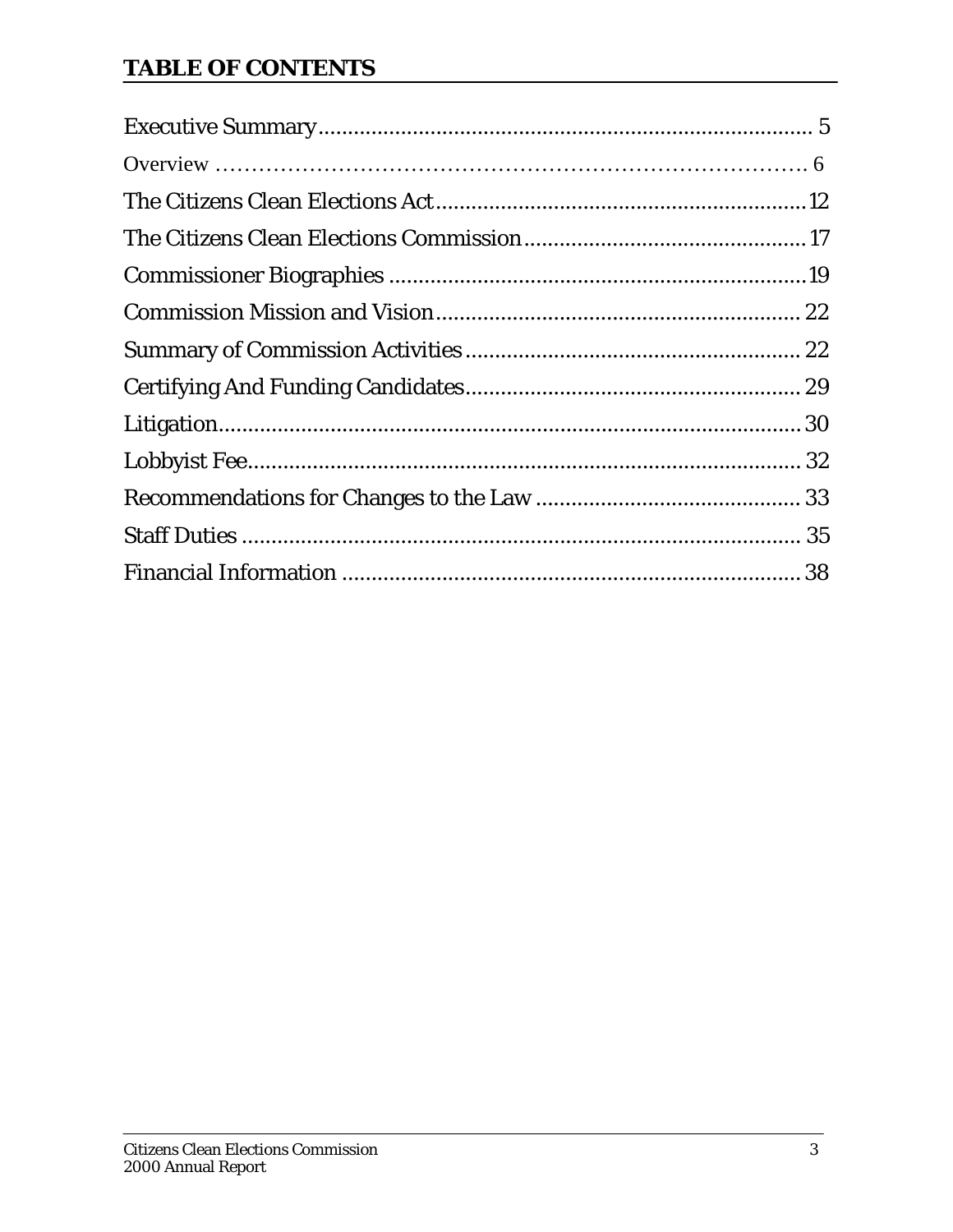## TABLE OF CONTENTS

| | |
|---|---|
| Executive Summary | 5 |
| Overview | 6 |
| The Citizens Clean Elections Act | 12 |
| The Citizens Clean Elections Commission | 17 |
| Commissioner Biographies | 19 |
| Commission Mission and Vision | 22 |
| Summary of Commission Activities | 22 |
| Certifying And Funding Candidates | 29 |
| Litigation | 30 |
| Lobbyist Fee | 32 |
| Recommendations for Changes to the Law | 33 |
| Staff Duties | 35 |
| Financial Information | 38 |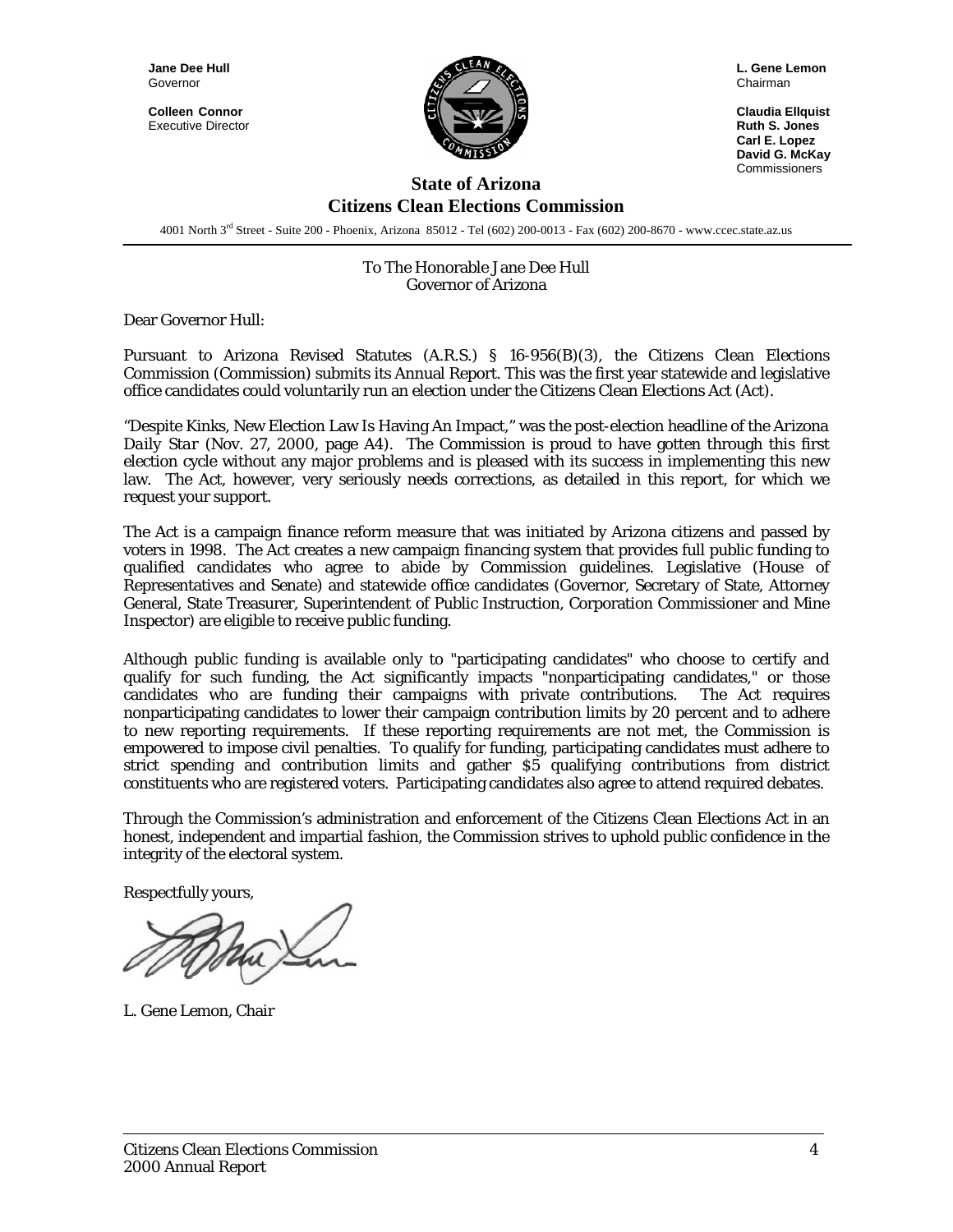**Jane Dee Hull**
Governor

**Colleen Connor**
Executive Director

**L. Gene Lemon**
Chairman

**Claudia Ellquist**
**Ruth S. Jones**
**Carl E. Lopez**
**David G. McKay**
Commissioners

## State of Arizona
## Citizens Clean Elections Commission

4001 North 3rd Street - Suite 200 - Phoenix, Arizona 85012 - Tel (602) 200-0013 - Fax (602) 200-8670 - www.ccec.state.az.us

To The Honorable Jane Dee Hull
Governor of Arizona

Dear Governor Hull:

Pursuant to Arizona Revised Statutes (A.R.S.) § 16-956(B)(3), the Citizens Clean Elections Commission (Commission) submits its Annual Report. This was the first year statewide and legislative office candidates could voluntarily run an election under the Citizens Clean Elections Act (Act).

"Despite Kinks, New Election Law Is Having An Impact," was the post-election headline of the *Arizona Daily Star* (Nov. 27, 2000, page A4). The Commission is proud to have gotten through this first election cycle without any major problems and is pleased with its success in implementing this new law. The Act, however, very seriously needs corrections, as detailed in this report, for which we request your support.

The Act is a campaign finance reform measure that was initiated by Arizona citizens and passed by voters in 1998. The Act creates a new campaign financing system that provides full public funding to qualified candidates who agree to abide by Commission guidelines. Legislative (House of Representatives and Senate) and statewide office candidates (Governor, Secretary of State, Attorney General, State Treasurer, Superintendent of Public Instruction, Corporation Commissioner and Mine Inspector) are eligible to receive public funding.

Although public funding is available only to "participating candidates" who choose to certify and qualify for such funding, the Act significantly impacts "nonparticipating candidates," or those candidates who are funding their campaigns with private contributions. The Act requires nonparticipating candidates to lower their campaign contribution limits by 20 percent and to adhere to new reporting requirements. If these reporting requirements are not met, the Commission is empowered to impose civil penalties. To qualify for funding, participating candidates must adhere to strict spending and contribution limits and gather $5 qualifying contributions from district constituents who are registered voters. Participating candidates also agree to attend required debates.

Through the Commission's administration and enforcement of the Citizens Clean Elections Act in an honest, independent and impartial fashion, the Commission strives to uphold public confidence in the integrity of the electoral system.

Respectfully yours,

L. Gene Lemon, Chair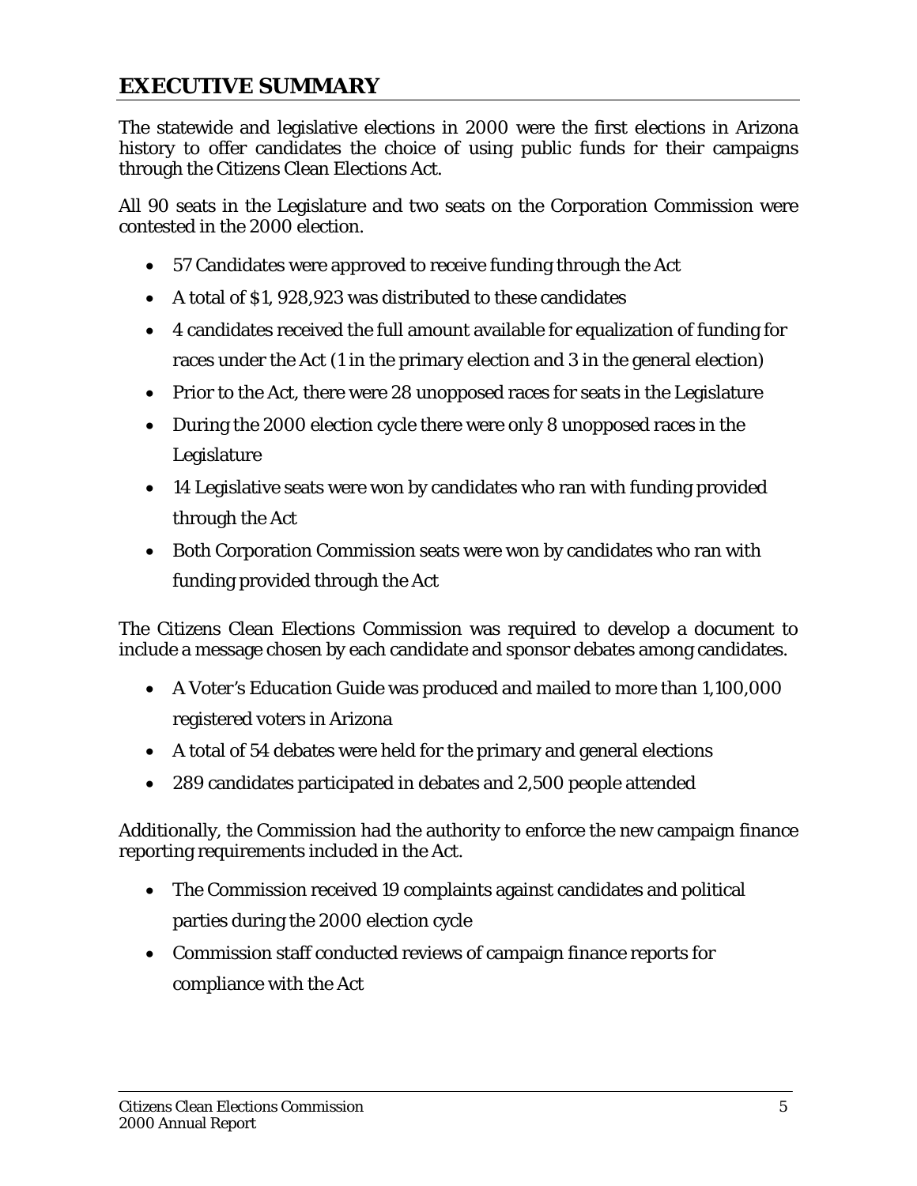## EXECUTIVE SUMMARY

The statewide and legislative elections in 2000 were the first elections in Arizona history to offer candidates the choice of using public funds for their campaigns through the Citizens Clean Elections Act.

All 90 seats in the Legislature and two seats on the Corporation Commission were contested in the 2000 election.

- 57 Candidates were approved to receive funding through the Act
- A total of $1, 928,923 was distributed to these candidates
- 4 candidates received the full amount available for equalization of funding for races under the Act (1 in the primary election and 3 in the general election)
- Prior to the Act, there were 28 unopposed races for seats in the Legislature
- During the 2000 election cycle there were only 8 unopposed races in the Legislature
- 14 Legislative seats were won by candidates who ran with funding provided through the Act
- Both Corporation Commission seats were won by candidates who ran with funding provided through the Act

The Citizens Clean Elections Commission was required to develop a document to include a message chosen by each candidate and sponsor debates among candidates.

- A *Voter's Education Guide* was produced and mailed to more than 1,100,000 registered voters in Arizona
- A total of 54 debates were held for the primary and general elections
- 289 candidates participated in debates and 2,500 people attended

Additionally, the Commission had the authority to enforce the new campaign finance reporting requirements included in the Act.

- The Commission received 19 complaints against candidates and political parties during the 2000 election cycle
- Commission staff conducted reviews of campaign finance reports for compliance with the Act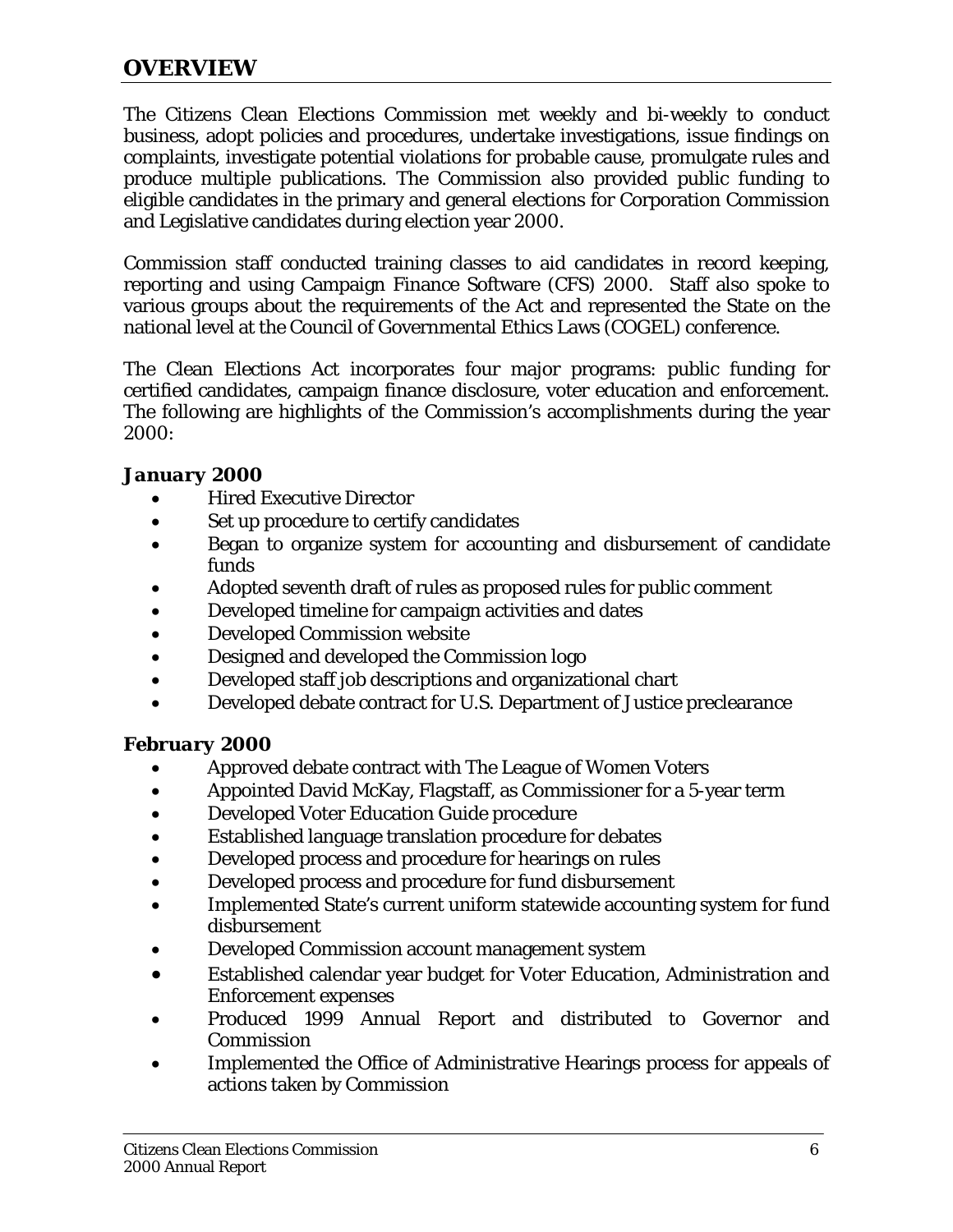## OVERVIEW

The Citizens Clean Elections Commission met weekly and bi-weekly to conduct business, adopt policies and procedures, undertake investigations, issue findings on complaints, investigate potential violations for probable cause, promulgate rules and produce multiple publications. The Commission also provided public funding to eligible candidates in the primary and general elections for Corporation Commission and Legislative candidates during election year 2000.

Commission staff conducted training classes to aid candidates in record keeping, reporting and using Campaign Finance Software (CFS) 2000. Staff also spoke to various groups about the requirements of the Act and represented the State on the national level at the Council of Governmental Ethics Laws (COGEL) conference.

The Clean Elections Act incorporates four major programs: public funding for certified candidates, campaign finance disclosure, voter education and enforcement. The following are highlights of the Commission's accomplishments during the year 2000:

### *January 2000*

- Hired Executive Director
- Set up procedure to certify candidates
- Began to organize system for accounting and disbursement of candidate funds
- Adopted seventh draft of rules as proposed rules for public comment
- Developed timeline for campaign activities and dates
- Developed Commission website
- Designed and developed the Commission logo
- Developed staff job descriptions and organizational chart
- Developed debate contract for U.S. Department of Justice preclearance

### *February 2000*

- Approved debate contract with The League of Women Voters
- Appointed David McKay, Flagstaff, as Commissioner for a 5-year term
- Developed Voter Education Guide procedure
- Established language translation procedure for debates
- Developed process and procedure for hearings on rules
- Developed process and procedure for fund disbursement
- Implemented State's current uniform statewide accounting system for fund disbursement
- Developed Commission account management system
- Established calendar year budget for Voter Education, Administration and Enforcement expenses
- Produced 1999 Annual Report and distributed to Governor and Commission
- Implemented the Office of Administrative Hearings process for appeals of actions taken by Commission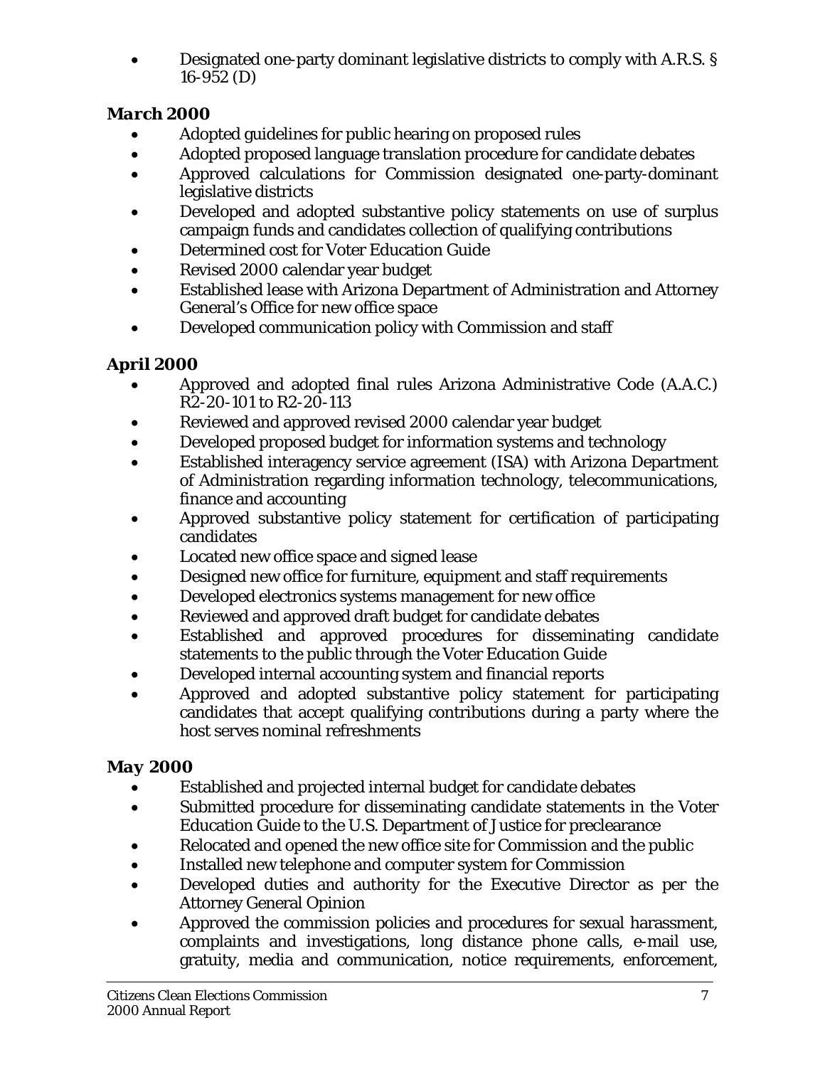- Designated one-party dominant legislative districts to comply with A.R.S. § 16-952 (D)

**March 2000**

- Adopted guidelines for public hearing on proposed rules
- Adopted proposed language translation procedure for candidate debates
- Approved calculations for Commission designated one-party-dominant legislative districts
- Developed and adopted substantive policy statements on use of surplus campaign funds and candidates collection of qualifying contributions
- Determined cost for Voter Education Guide
- Revised 2000 calendar year budget
- Established lease with Arizona Department of Administration and Attorney General's Office for new office space
- Developed communication policy with Commission and staff

**April 2000**

- Approved and adopted final rules Arizona Administrative Code (A.A.C.) R2-20-101 to R2-20-113
- Reviewed and approved revised 2000 calendar year budget
- Developed proposed budget for information systems and technology
- Established interagency service agreement (ISA) with Arizona Department of Administration regarding information technology, telecommunications, finance and accounting
- Approved substantive policy statement for certification of participating candidates
- Located new office space and signed lease
- Designed new office for furniture, equipment and staff requirements
- Developed electronics systems management for new office
- Reviewed and approved draft budget for candidate debates
- Established and approved procedures for disseminating candidate statements to the public through the Voter Education Guide
- Developed internal accounting system and financial reports
- Approved and adopted substantive policy statement for participating candidates that accept qualifying contributions during a party where the host serves nominal refreshments

**May 2000**

- Established and projected internal budget for candidate debates
- Submitted procedure for disseminating candidate statements in the Voter Education Guide to the U.S. Department of Justice for preclearance
- Relocated and opened the new office site for Commission and the public
- Installed new telephone and computer system for Commission
- Developed duties and authority for the Executive Director as per the Attorney General Opinion
- Approved the commission policies and procedures for sexual harassment, complaints and investigations, long distance phone calls, e-mail use, gratuity, media and communication, notice requirements, enforcement,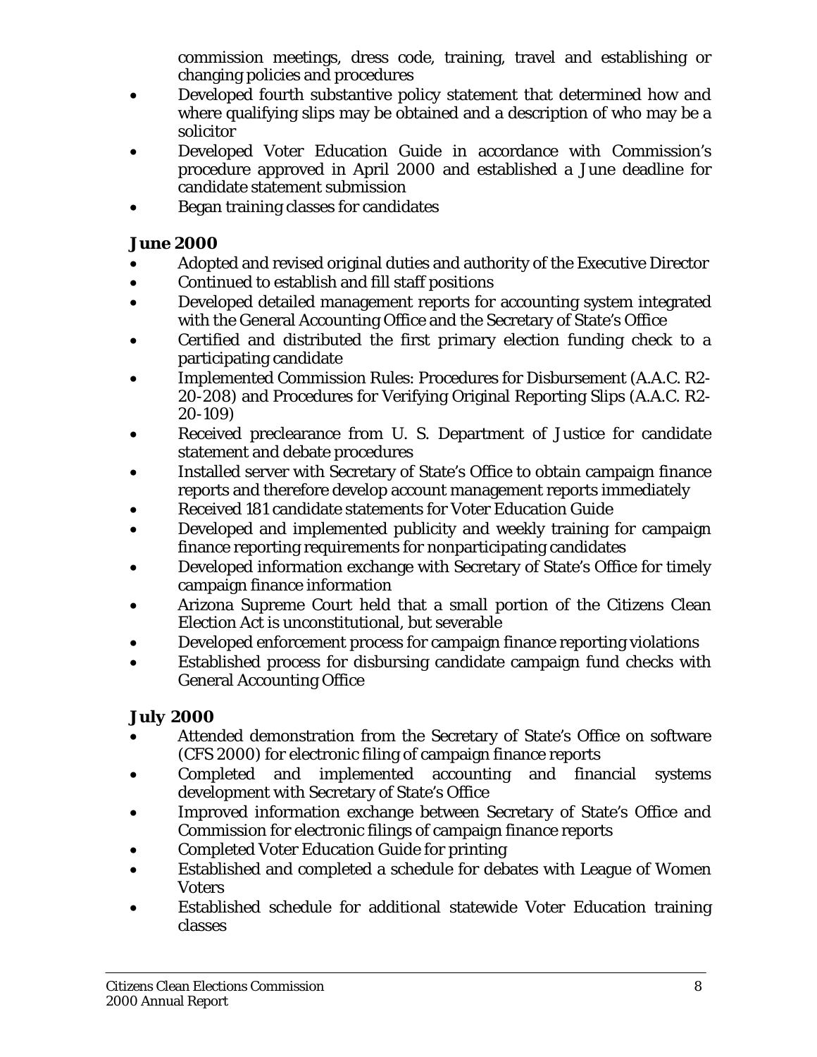commission meetings, dress code, training, travel and establishing or changing policies and procedures

- Developed fourth substantive policy statement that determined how and where qualifying slips may be obtained and a description of who may be a solicitor
- Developed Voter Education Guide in accordance with Commission's procedure approved in April 2000 and established a June deadline for candidate statement submission
- Began training classes for candidates

### June 2000

- Adopted and revised original duties and authority of the Executive Director
- Continued to establish and fill staff positions
- Developed detailed management reports for accounting system integrated with the General Accounting Office and the Secretary of State's Office
- Certified and distributed the first primary election funding check to a participating candidate
- Implemented Commission Rules: Procedures for Disbursement (A.A.C. R2-20-208) and Procedures for Verifying Original Reporting Slips (A.A.C. R2-20-109)
- Received preclearance from U. S. Department of Justice for candidate statement and debate procedures
- Installed server with Secretary of State's Office to obtain campaign finance reports and therefore develop account management reports immediately
- Received 181 candidate statements for Voter Education Guide
- Developed and implemented publicity and weekly training for campaign finance reporting requirements for nonparticipating candidates
- Developed information exchange with Secretary of State's Office for timely campaign finance information
- Arizona Supreme Court held that a small portion of the Citizens Clean Election Act is unconstitutional, but severable
- Developed enforcement process for campaign finance reporting violations
- Established process for disbursing candidate campaign fund checks with General Accounting Office

### July 2000

- Attended demonstration from the Secretary of State's Office on software (CFS 2000) for electronic filing of campaign finance reports
- Completed and implemented accounting and financial systems development with Secretary of State's Office
- Improved information exchange between Secretary of State's Office and Commission for electronic filings of campaign finance reports
- Completed Voter Education Guide for printing
- Established and completed a schedule for debates with League of Women Voters
- Established schedule for additional statewide Voter Education training classes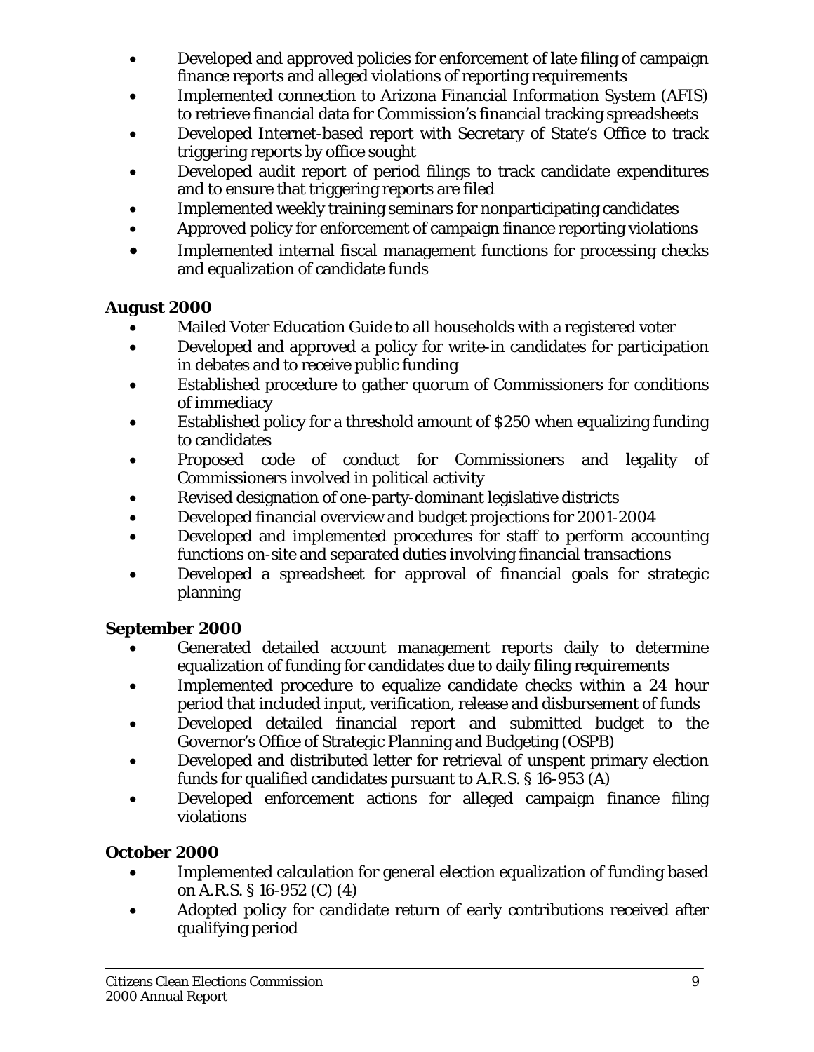- Developed and approved policies for enforcement of late filing of campaign finance reports and alleged violations of reporting requirements
- Implemented connection to Arizona Financial Information System (AFIS) to retrieve financial data for Commission's financial tracking spreadsheets
- Developed Internet-based report with Secretary of State's Office to track triggering reports by office sought
- Developed audit report of period filings to track candidate expenditures and to ensure that triggering reports are filed
- Implemented weekly training seminars for nonparticipating candidates
- Approved policy for enforcement of campaign finance reporting violations
- Implemented internal fiscal management functions for processing checks and equalization of candidate funds

**August 2000**

- Mailed Voter Education Guide to all households with a registered voter
- Developed and approved a policy for write-in candidates for participation in debates and to receive public funding
- Established procedure to gather quorum of Commissioners for conditions of immediacy
- Established policy for a threshold amount of $250 when equalizing funding to candidates
- Proposed code of conduct for Commissioners and legality of Commissioners involved in political activity
- Revised designation of one-party-dominant legislative districts
- Developed financial overview and budget projections for 2001-2004
- Developed and implemented procedures for staff to perform accounting functions on-site and separated duties involving financial transactions
- Developed a spreadsheet for approval of financial goals for strategic planning

**September 2000**

- Generated detailed account management reports daily to determine equalization of funding for candidates due to daily filing requirements
- Implemented procedure to equalize candidate checks within a 24 hour period that included input, verification, release and disbursement of funds
- Developed detailed financial report and submitted budget to the Governor's Office of Strategic Planning and Budgeting (OSPB)
- Developed and distributed letter for retrieval of unspent primary election funds for qualified candidates pursuant to A.R.S. § 16-953 (A)
- Developed enforcement actions for alleged campaign finance filing violations

**October 2000**

- Implemented calculation for general election equalization of funding based on A.R.S. § 16-952 (C) (4)
- Adopted policy for candidate return of early contributions received after qualifying period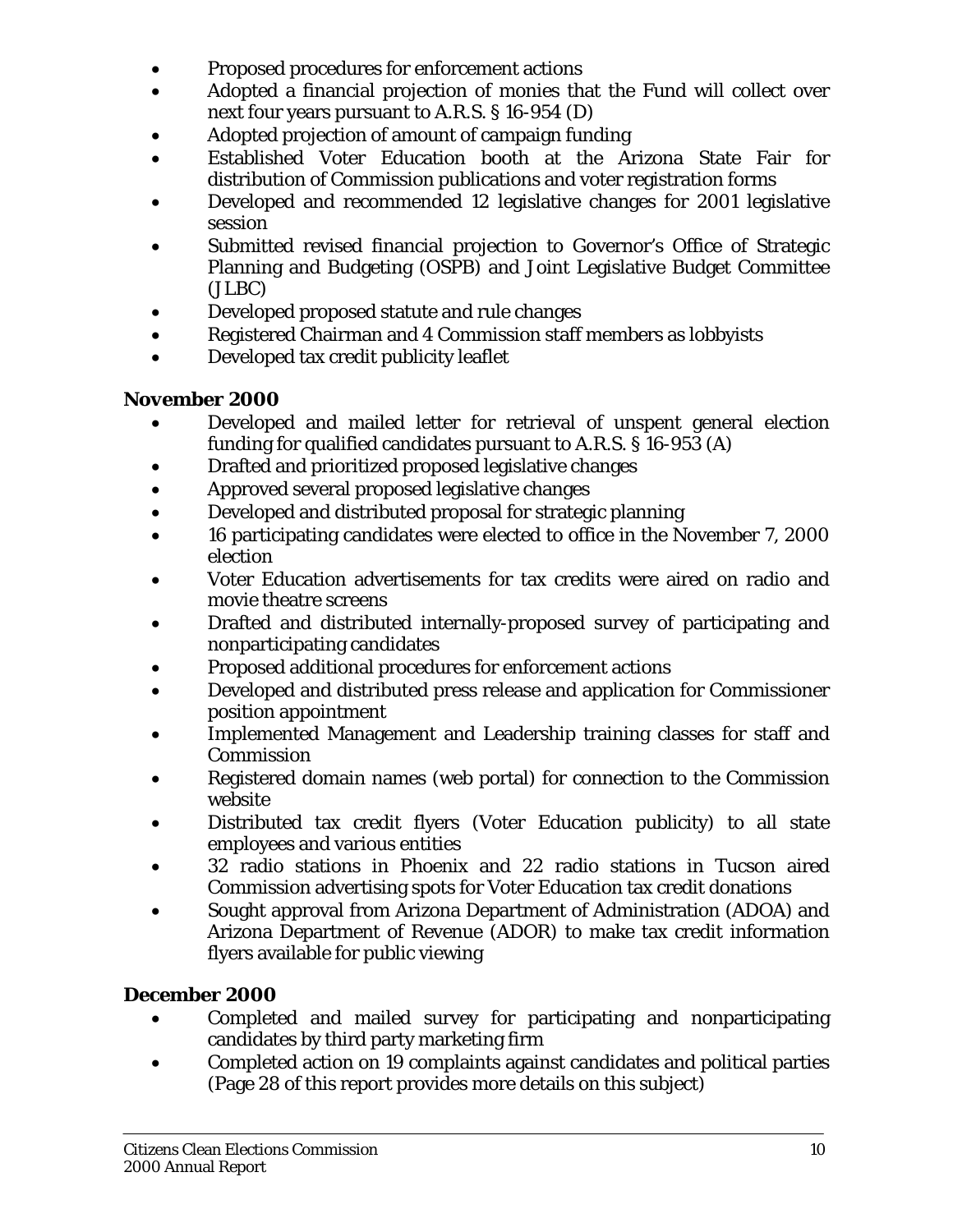- Proposed procedures for enforcement actions
- Adopted a financial projection of monies that the Fund will collect over next four years pursuant to A.R.S. § 16-954 (D)
- Adopted projection of amount of campaign funding
- Established Voter Education booth at the Arizona State Fair for distribution of Commission publications and voter registration forms
- Developed and recommended 12 legislative changes for 2001 legislative session
- Submitted revised financial projection to Governor's Office of Strategic Planning and Budgeting (OSPB) and Joint Legislative Budget Committee (JLBC)
- Developed proposed statute and rule changes
- Registered Chairman and 4 Commission staff members as lobbyists
- Developed tax credit publicity leaflet

**November 2000**

- Developed and mailed letter for retrieval of unspent general election funding for qualified candidates pursuant to A.R.S. § 16-953 (A)
- Drafted and prioritized proposed legislative changes
- Approved several proposed legislative changes
- Developed and distributed proposal for strategic planning
- 16 participating candidates were elected to office in the November 7, 2000 election
- Voter Education advertisements for tax credits were aired on radio and movie theatre screens
- Drafted and distributed internally-proposed survey of participating and nonparticipating candidates
- Proposed additional procedures for enforcement actions
- Developed and distributed press release and application for Commissioner position appointment
- Implemented Management and Leadership training classes for staff and Commission
- Registered domain names (web portal) for connection to the Commission website
- Distributed tax credit flyers (Voter Education publicity) to all state employees and various entities
- 32 radio stations in Phoenix and 22 radio stations in Tucson aired Commission advertising spots for Voter Education tax credit donations
- Sought approval from Arizona Department of Administration (ADOA) and Arizona Department of Revenue (ADOR) to make tax credit information flyers available for public viewing

**December 2000**

- Completed and mailed survey for participating and nonparticipating candidates by third party marketing firm
- Completed action on 19 complaints against candidates and political parties (Page 28 of this report provides more details on this subject)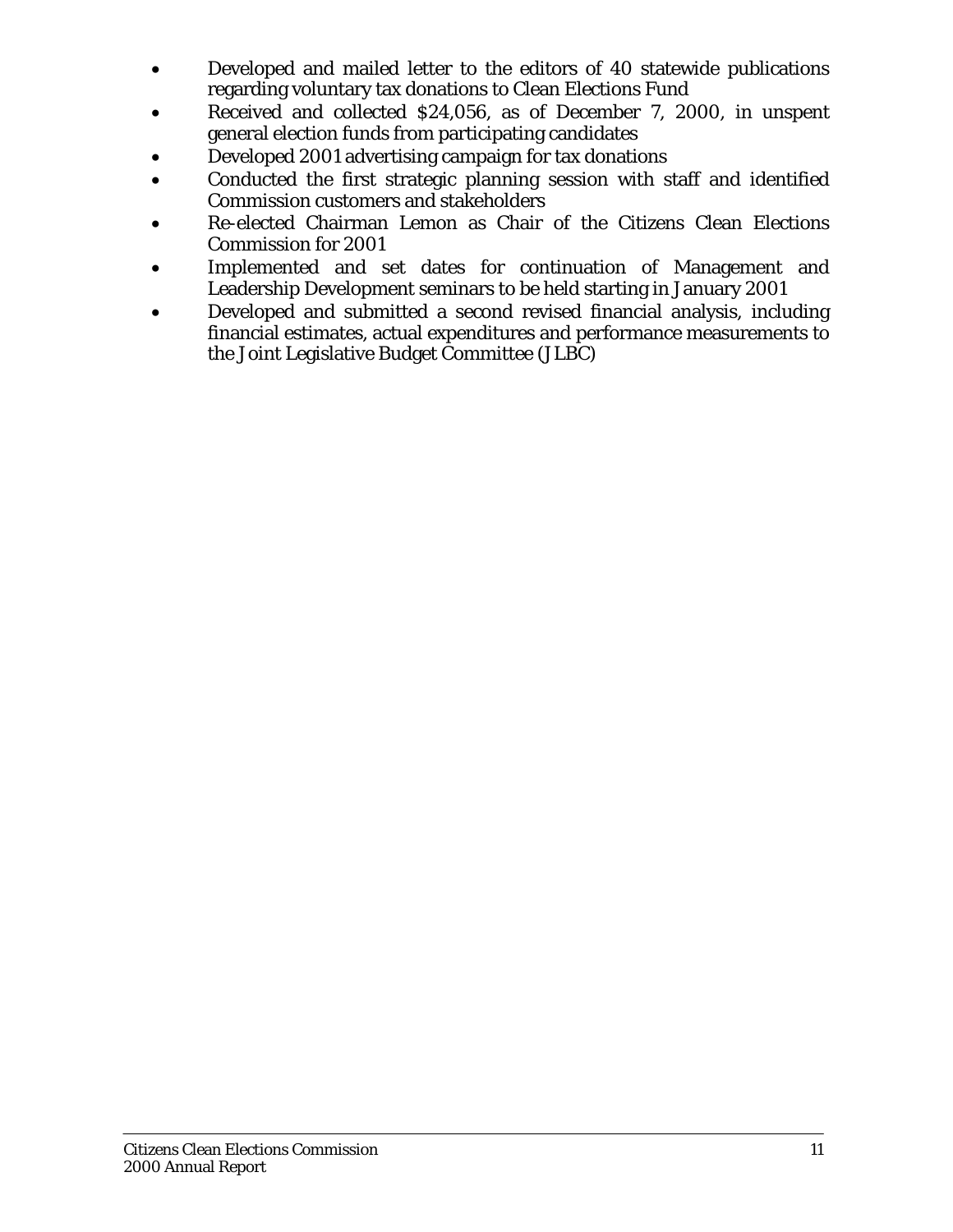- Developed and mailed letter to the editors of 40 statewide publications regarding voluntary tax donations to Clean Elections Fund
- Received and collected $24,056, as of December 7, 2000, in unspent general election funds from participating candidates
- Developed 2001 advertising campaign for tax donations
- Conducted the first strategic planning session with staff and identified Commission customers and stakeholders
- Re-elected Chairman Lemon as Chair of the Citizens Clean Elections Commission for 2001
- Implemented and set dates for continuation of Management and Leadership Development seminars to be held starting in January 2001
- Developed and submitted a second revised financial analysis, including financial estimates, actual expenditures and performance measurements to the Joint Legislative Budget Committee (JLBC)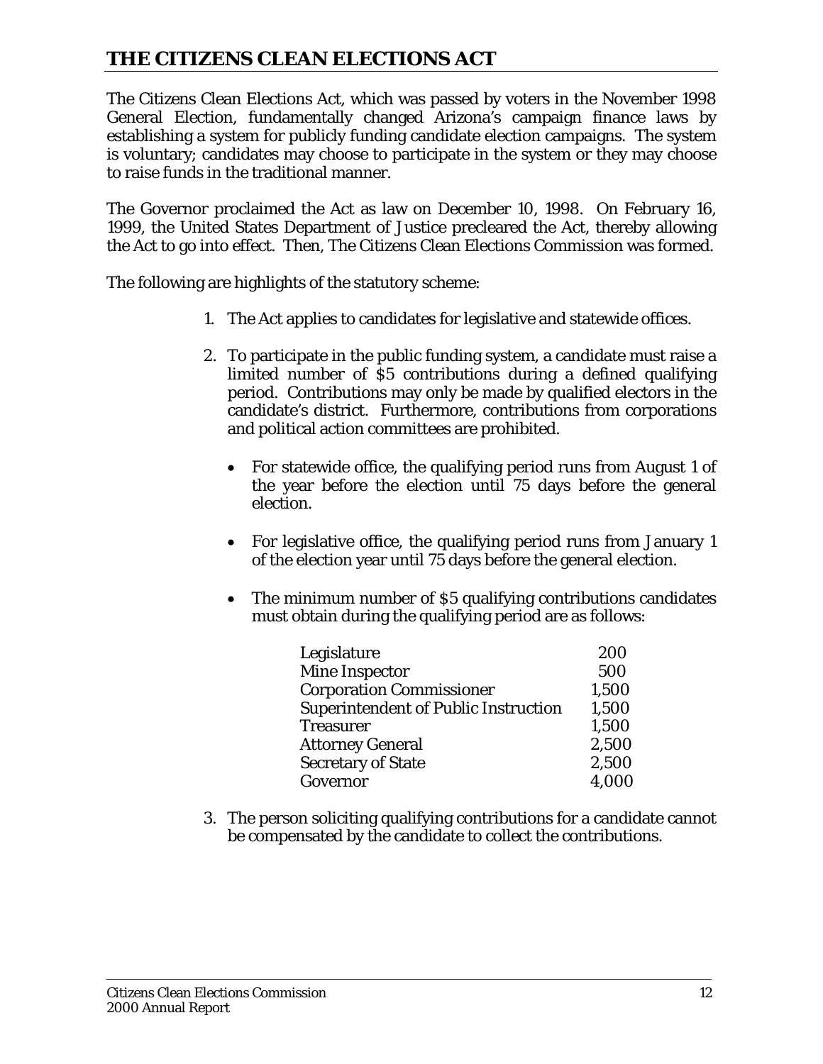## THE CITIZENS CLEAN ELECTIONS ACT

The Citizens Clean Elections Act, which was passed by voters in the November 1998 General Election, fundamentally changed Arizona's campaign finance laws by establishing a system for publicly funding candidate election campaigns. The system is voluntary; candidates may choose to participate in the system or they may choose to raise funds in the traditional manner.

The Governor proclaimed the Act as law on December 10, 1998. On February 16, 1999, the United States Department of Justice precleared the Act, thereby allowing the Act to go into effect. Then, The Citizens Clean Elections Commission was formed.

The following are highlights of the statutory scheme:

1. The Act applies to candidates for legislative and statewide offices.

2. To participate in the public funding system, a candidate must raise a limited number of $5 contributions during a defined qualifying period. Contributions may only be made by qualified electors in the candidate's district. Furthermore, contributions from corporations and political action committees are prohibited.

   - For statewide office, the qualifying period runs from August 1 of the year before the election until 75 days before the general election.

   - For legislative office, the qualifying period runs from January 1 of the election year until 75 days before the general election.

   - The minimum number of $5 qualifying contributions candidates must obtain during the qualifying period are as follows:

| Office | Contributions |
|---|---|
| Legislature | 200 |
| Mine Inspector | 500 |
| Corporation Commissioner | 1,500 |
| Superintendent of Public Instruction | 1,500 |
| Treasurer | 1,500 |
| Attorney General | 2,500 |
| Secretary of State | 2,500 |
| Governor | 4,000 |

3. The person soliciting qualifying contributions for a candidate cannot be compensated by the candidate to collect the contributions.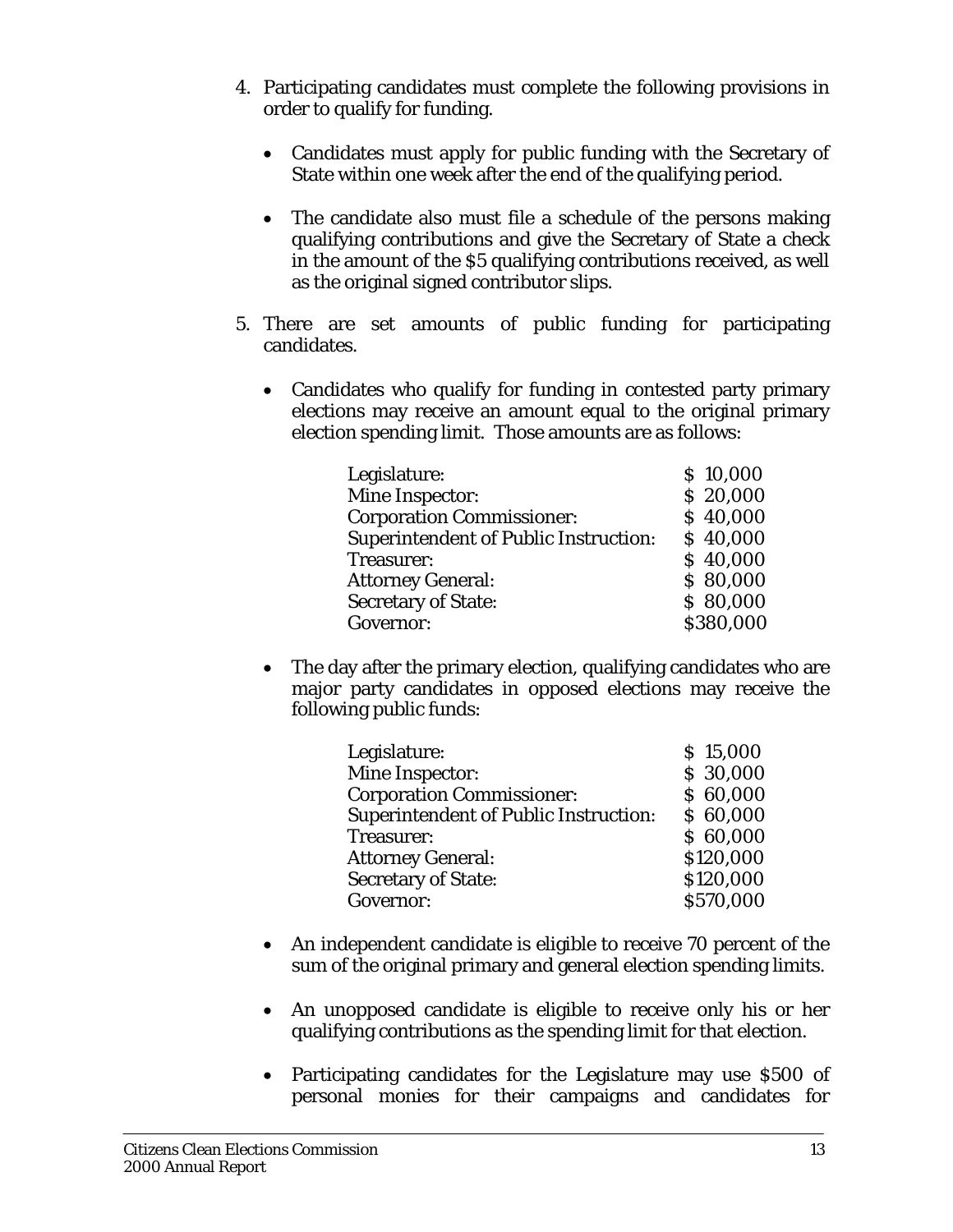4. Participating candidates must complete the following provisions in order to qualify for funding.

   - Candidates must apply for public funding with the Secretary of State within one week after the end of the qualifying period.

   - The candidate also must file a schedule of the persons making qualifying contributions and give the Secretary of State a check in the amount of the $5 qualifying contributions received, as well as the original signed contributor slips.

5. There are set amounts of public funding for participating candidates.

   - Candidates who qualify for funding in contested party primary elections may receive an amount equal to the original primary election spending limit. Those amounts are as follows:

| | |
|---|---|
| Legislature: | $ 10,000 |
| Mine Inspector: | $ 20,000 |
| Corporation Commissioner: | $ 40,000 |
| Superintendent of Public Instruction: | $ 40,000 |
| Treasurer: | $ 40,000 |
| Attorney General: | $ 80,000 |
| Secretary of State: | $ 80,000 |
| Governor: | $380,000 |

   - The day after the primary election, qualifying candidates who are major party candidates in opposed elections may receive the following public funds:

| | |
|---|---|
| Legislature: | $ 15,000 |
| Mine Inspector: | $ 30,000 |
| Corporation Commissioner: | $ 60,000 |
| Superintendent of Public Instruction: | $ 60,000 |
| Treasurer: | $ 60,000 |
| Attorney General: | $120,000 |
| Secretary of State: | $120,000 |
| Governor: | $570,000 |

   - An independent candidate is eligible to receive 70 percent of the sum of the original primary and general election spending limits.

   - An unopposed candidate is eligible to receive only his or her qualifying contributions as the spending limit for that election.

   - Participating candidates for the Legislature may use $500 of personal monies for their campaigns and candidates for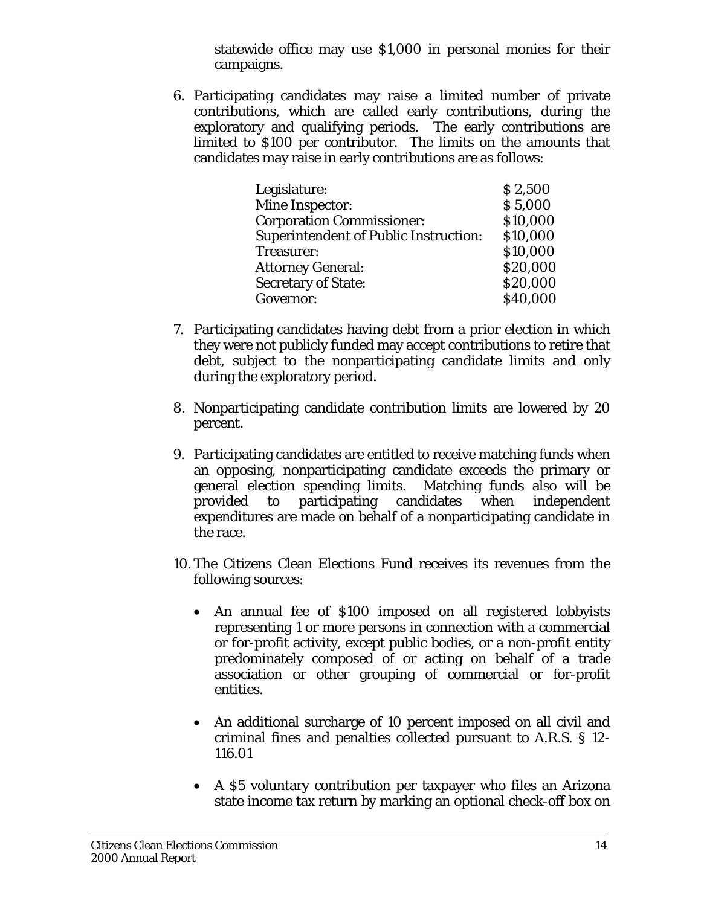statewide office may use $1,000 in personal monies for their campaigns.

6. Participating candidates may raise a limited number of private contributions, which are called early contributions, during the exploratory and qualifying periods. The early contributions are limited to $100 per contributor. The limits on the amounts that candidates may raise in early contributions are as follows:

| | |
|---|---|
| Legislature: | $ 2,500 |
| Mine Inspector: | $ 5,000 |
| Corporation Commissioner: | $10,000 |
| Superintendent of Public Instruction: | $10,000 |
| Treasurer: | $10,000 |
| Attorney General: | $20,000 |
| Secretary of State: | $20,000 |
| Governor: | $40,000 |

7. Participating candidates having debt from a prior election in which they were not publicly funded may accept contributions to retire that debt, subject to the nonparticipating candidate limits and only during the exploratory period.

8. Nonparticipating candidate contribution limits are lowered by 20 percent.

9. Participating candidates are entitled to receive matching funds when an opposing, nonparticipating candidate exceeds the primary or general election spending limits. Matching funds also will be provided to participating candidates when independent expenditures are made on behalf of a nonparticipating candidate in the race.

10. The Citizens Clean Elections Fund receives its revenues from the following sources:

    - An annual fee of $100 imposed on all registered lobbyists representing 1 or more persons in connection with a commercial or for-profit activity, except public bodies, or a non-profit entity predominately composed of or acting on behalf of a trade association or other grouping of commercial or for-profit entities.

    - An additional surcharge of 10 percent imposed on all civil and criminal fines and penalties collected pursuant to A.R.S. § 12-116.01

    - A $5 voluntary contribution per taxpayer who files an Arizona state income tax return by marking an optional check-off box on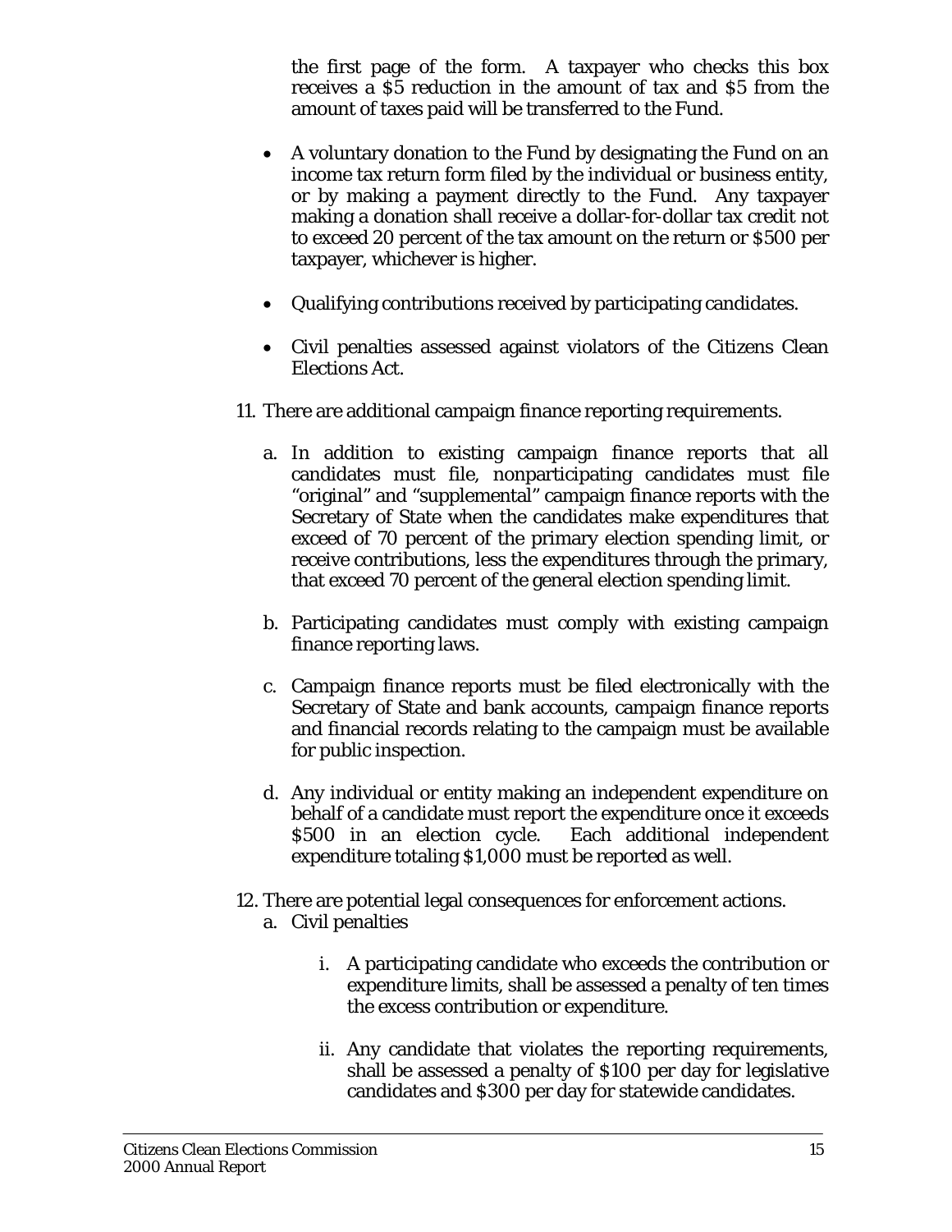the first page of the form. A taxpayer who checks this box receives a $5 reduction in the amount of tax and $5 from the amount of taxes paid will be transferred to the Fund.

- A voluntary donation to the Fund by designating the Fund on an income tax return form filed by the individual or business entity, or by making a payment directly to the Fund. Any taxpayer making a donation shall receive a dollar-for-dollar tax credit not to exceed 20 percent of the tax amount on the return or $500 per taxpayer, whichever is higher.
- Qualifying contributions received by participating candidates.
- Civil penalties assessed against violators of the Citizens Clean Elections Act.

11. There are additional campaign finance reporting requirements.

    a. In addition to existing campaign finance reports that all candidates must file, nonparticipating candidates must file "original" and "supplemental" campaign finance reports with the Secretary of State when the candidates make expenditures that exceed of 70 percent of the primary election spending limit, or receive contributions, less the expenditures through the primary, that exceed 70 percent of the general election spending limit.

    b. Participating candidates must comply with existing campaign finance reporting laws.

    c. Campaign finance reports must be filed electronically with the Secretary of State and bank accounts, campaign finance reports and financial records relating to the campaign must be available for public inspection.

    d. Any individual or entity making an independent expenditure on behalf of a candidate must report the expenditure once it exceeds $500 in an election cycle. Each additional independent expenditure totaling $1,000 must be reported as well.

12. There are potential legal consequences for enforcement actions.

    a. Civil penalties

        i. A participating candidate who exceeds the contribution or expenditure limits, shall be assessed a penalty of ten times the excess contribution or expenditure.

        ii. Any candidate that violates the reporting requirements, shall be assessed a penalty of $100 per day for legislative candidates and $300 per day for statewide candidates.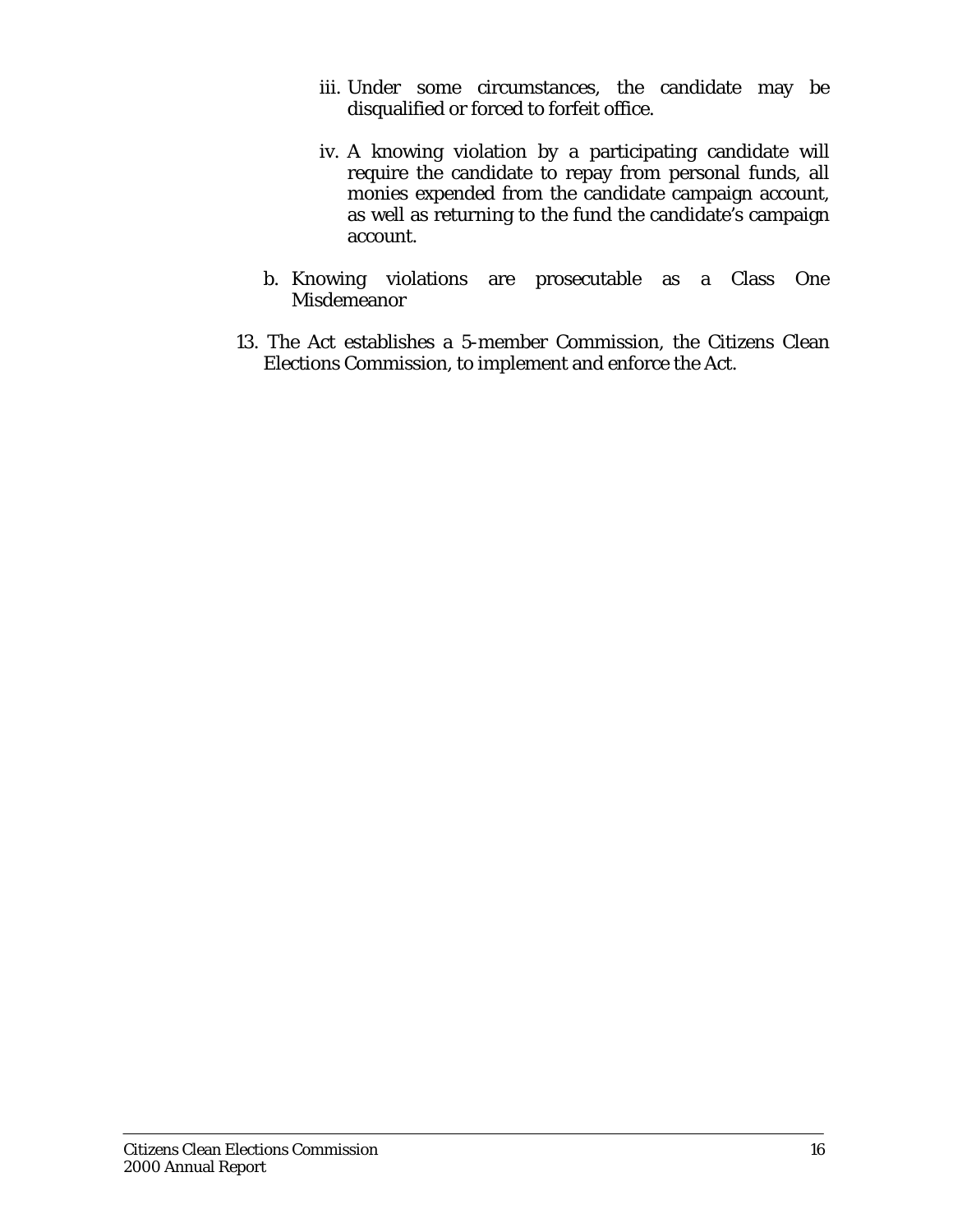iii. Under some circumstances, the candidate may be disqualified or forced to forfeit office.

iv. A knowing violation by a participating candidate will require the candidate to repay from personal funds, all monies expended from the candidate campaign account, as well as returning to the fund the candidate's campaign account.

b. Knowing violations are prosecutable as a Class One Misdemeanor

13. The Act establishes a 5-member Commission, the Citizens Clean Elections Commission, to implement and enforce the Act.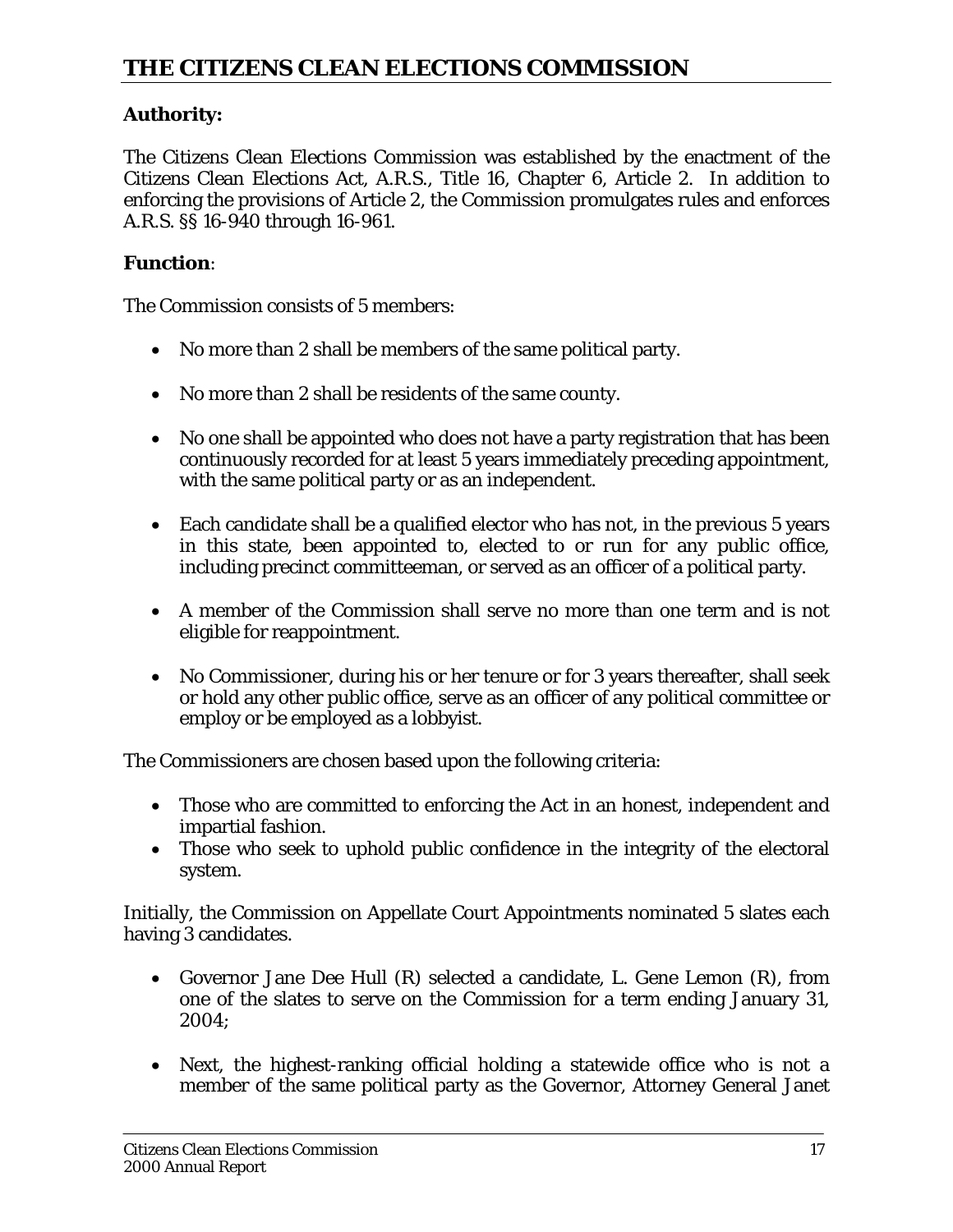## THE CITIZENS CLEAN ELECTIONS COMMISSION

**Authority:**

The Citizens Clean Elections Commission was established by the enactment of the Citizens Clean Elections Act, A.R.S., Title 16, Chapter 6, Article 2. In addition to enforcing the provisions of Article 2, the Commission promulgates rules and enforces A.R.S. §§ 16-940 through 16-961.

**Function**:

The Commission consists of 5 members:

- No more than 2 shall be members of the same political party.
- No more than 2 shall be residents of the same county.
- No one shall be appointed who does not have a party registration that has been continuously recorded for at least 5 years immediately preceding appointment, with the same political party or as an independent.
- Each candidate shall be a qualified elector who has not, in the previous 5 years in this state, been appointed to, elected to or run for any public office, including precinct committeeman, or served as an officer of a political party.
- A member of the Commission shall serve no more than one term and is not eligible for reappointment.
- No Commissioner, during his or her tenure or for 3 years thereafter, shall seek or hold any other public office, serve as an officer of any political committee or employ or be employed as a lobbyist.

The Commissioners are chosen based upon the following criteria:

- Those who are committed to enforcing the Act in an honest, independent and impartial fashion.
- Those who seek to uphold public confidence in the integrity of the electoral system.

Initially, the Commission on Appellate Court Appointments nominated 5 slates each having 3 candidates.

- Governor Jane Dee Hull (R) selected a candidate, L. Gene Lemon (R), from one of the slates to serve on the Commission for a term ending January 31, 2004;
- Next, the highest-ranking official holding a statewide office who is not a member of the same political party as the Governor, Attorney General Janet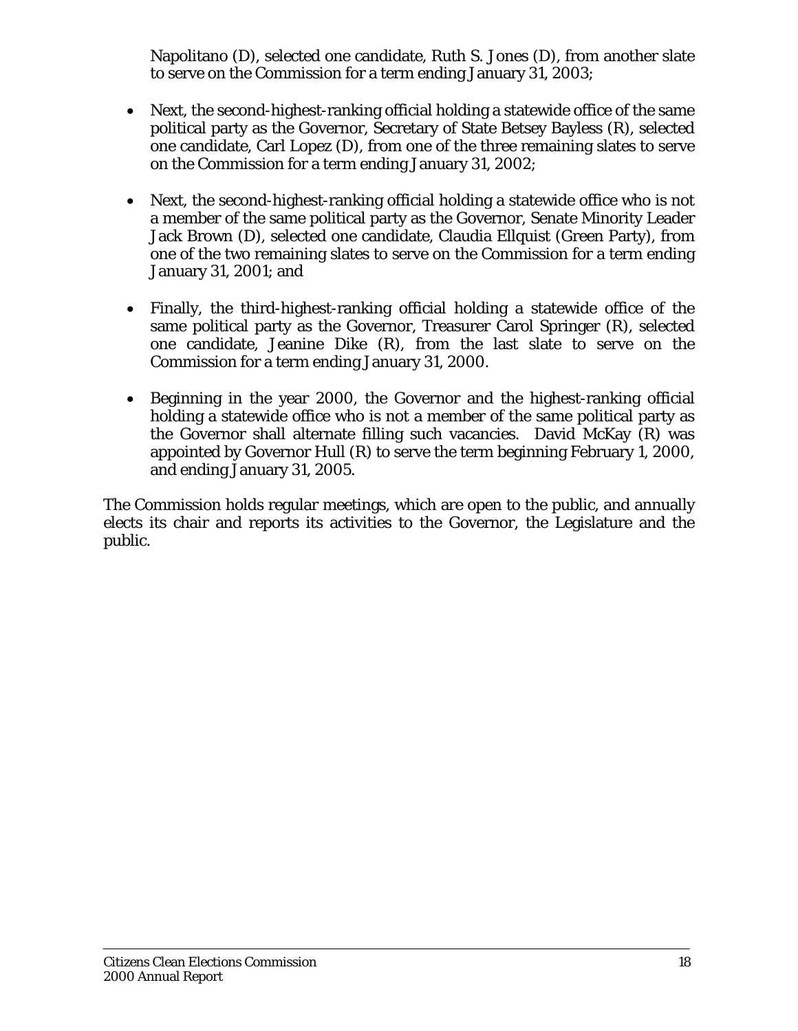Napolitano (D), selected one candidate, Ruth S. Jones (D), from another slate to serve on the Commission for a term ending January 31, 2003;

- Next, the second-highest-ranking official holding a statewide office of the same political party as the Governor, Secretary of State Betsey Bayless (R), selected one candidate, Carl Lopez (D), from one of the three remaining slates to serve on the Commission for a term ending January 31, 2002;

- Next, the second-highest-ranking official holding a statewide office who is not a member of the same political party as the Governor, Senate Minority Leader Jack Brown (D), selected one candidate, Claudia Ellquist (Green Party), from one of the two remaining slates to serve on the Commission for a term ending January 31, 2001; and

- Finally, the third-highest-ranking official holding a statewide office of the same political party as the Governor, Treasurer Carol Springer (R), selected one candidate, Jeanine Dike (R), from the last slate to serve on the Commission for a term ending January 31, 2000.

- Beginning in the year 2000, the Governor and the highest-ranking official holding a statewide office who is not a member of the same political party as the Governor shall alternate filling such vacancies. David McKay (R) was appointed by Governor Hull (R) to serve the term beginning February 1, 2000, and ending January 31, 2005.

The Commission holds regular meetings, which are open to the public, and annually elects its chair and reports its activities to the Governor, the Legislature and the public.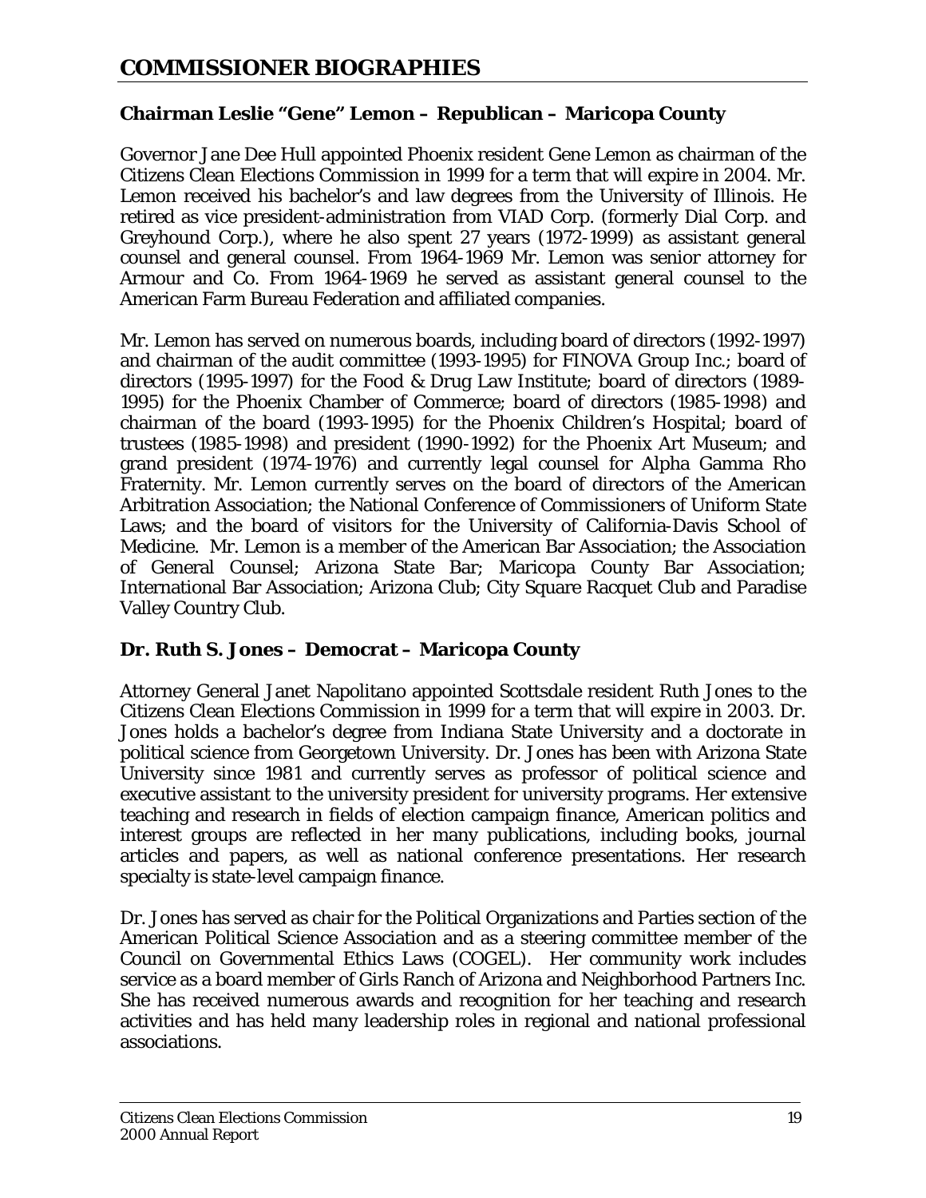# COMMISSIONER BIOGRAPHIES

### Chairman Leslie "Gene" Lemon – Republican – Maricopa County

Governor Jane Dee Hull appointed Phoenix resident Gene Lemon as chairman of the Citizens Clean Elections Commission in 1999 for a term that will expire in 2004. Mr. Lemon received his bachelor's and law degrees from the University of Illinois. He retired as vice president-administration from VIAD Corp. (formerly Dial Corp. and Greyhound Corp.), where he also spent 27 years (1972-1999) as assistant general counsel and general counsel. From 1964-1969 Mr. Lemon was senior attorney for Armour and Co. From 1964-1969 he served as assistant general counsel to the American Farm Bureau Federation and affiliated companies.

Mr. Lemon has served on numerous boards, including board of directors (1992-1997) and chairman of the audit committee (1993-1995) for FINOVA Group Inc.; board of directors (1995-1997) for the Food & Drug Law Institute; board of directors (1989-1995) for the Phoenix Chamber of Commerce; board of directors (1985-1998) and chairman of the board (1993-1995) for the Phoenix Children's Hospital; board of trustees (1985-1998) and president (1990-1992) for the Phoenix Art Museum; and grand president (1974-1976) and currently legal counsel for Alpha Gamma Rho Fraternity. Mr. Lemon currently serves on the board of directors of the American Arbitration Association; the National Conference of Commissioners of Uniform State Laws; and the board of visitors for the University of California-Davis School of Medicine. Mr. Lemon is a member of the American Bar Association; the Association of General Counsel; Arizona State Bar; Maricopa County Bar Association; International Bar Association; Arizona Club; City Square Racquet Club and Paradise Valley Country Club.

### Dr. Ruth S. Jones – Democrat – Maricopa County

Attorney General Janet Napolitano appointed Scottsdale resident Ruth Jones to the Citizens Clean Elections Commission in 1999 for a term that will expire in 2003. Dr. Jones holds a bachelor's degree from Indiana State University and a doctorate in political science from Georgetown University. Dr. Jones has been with Arizona State University since 1981 and currently serves as professor of political science and executive assistant to the university president for university programs. Her extensive teaching and research in fields of election campaign finance, American politics and interest groups are reflected in her many publications, including books, journal articles and papers, as well as national conference presentations. Her research specialty is state-level campaign finance.

Dr. Jones has served as chair for the Political Organizations and Parties section of the American Political Science Association and as a steering committee member of the Council on Governmental Ethics Laws (COGEL). Her community work includes service as a board member of Girls Ranch of Arizona and Neighborhood Partners Inc. She has received numerous awards and recognition for her teaching and research activities and has held many leadership roles in regional and national professional associations.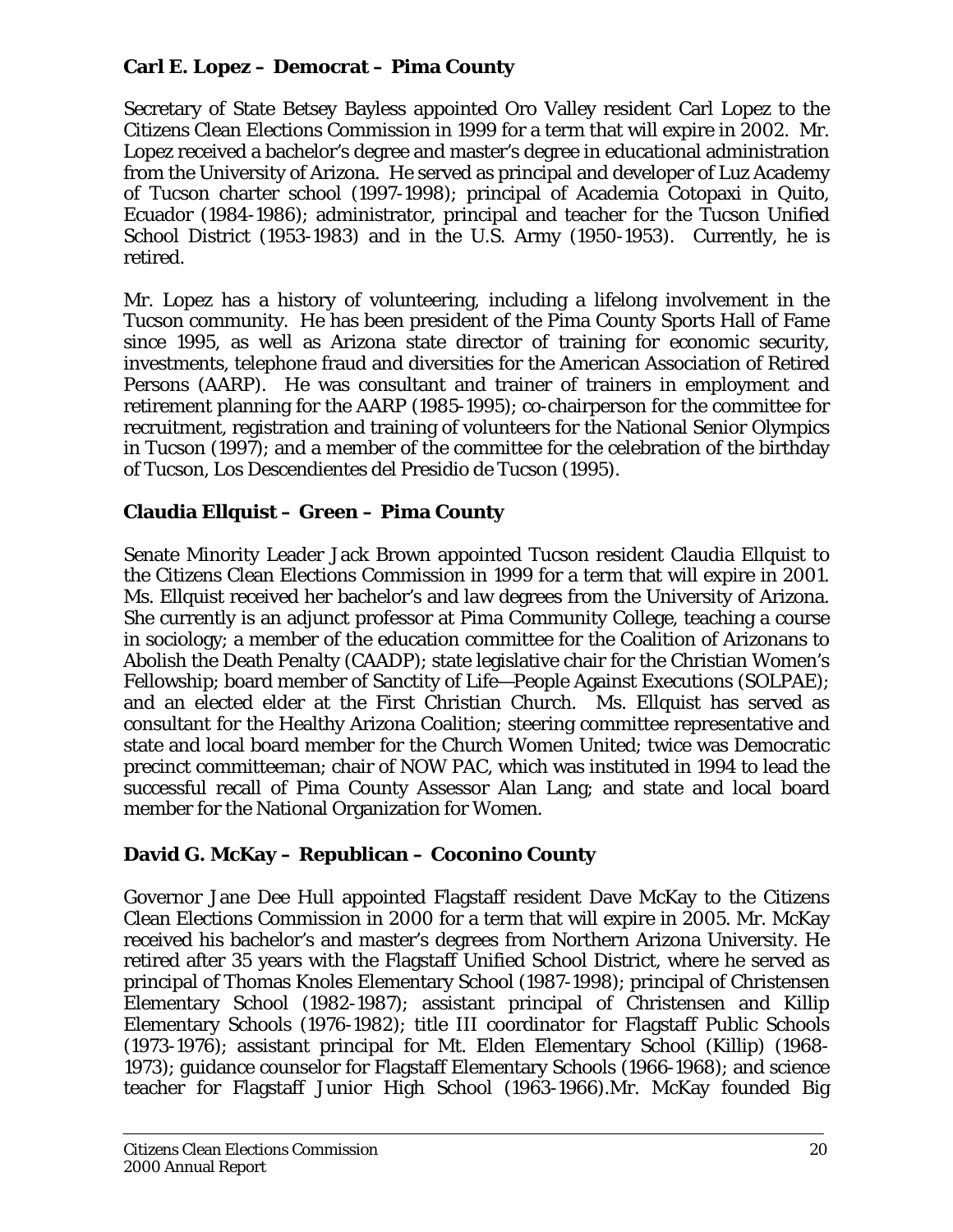### Carl E. Lopez – Democrat – Pima County

Secretary of State Betsey Bayless appointed Oro Valley resident Carl Lopez to the Citizens Clean Elections Commission in 1999 for a term that will expire in 2002. Mr. Lopez received a bachelor's degree and master's degree in educational administration from the University of Arizona. He served as principal and developer of Luz Academy of Tucson charter school (1997-1998); principal of Academia Cotopaxi in Quito, Ecuador (1984-1986); administrator, principal and teacher for the Tucson Unified School District (1953-1983) and in the U.S. Army (1950-1953). Currently, he is retired.

Mr. Lopez has a history of volunteering, including a lifelong involvement in the Tucson community. He has been president of the Pima County Sports Hall of Fame since 1995, as well as Arizona state director of training for economic security, investments, telephone fraud and diversities for the American Association of Retired Persons (AARP). He was consultant and trainer of trainers in employment and retirement planning for the AARP (1985-1995); co-chairperson for the committee for recruitment, registration and training of volunteers for the National Senior Olympics in Tucson (1997); and a member of the committee for the celebration of the birthday of Tucson, Los Descendientes del Presidio de Tucson (1995).

### Claudia Ellquist – Green – Pima County

Senate Minority Leader Jack Brown appointed Tucson resident Claudia Ellquist to the Citizens Clean Elections Commission in 1999 for a term that will expire in 2001. Ms. Ellquist received her bachelor's and law degrees from the University of Arizona. She currently is an adjunct professor at Pima Community College, teaching a course in sociology; a member of the education committee for the Coalition of Arizonans to Abolish the Death Penalty (CAADP); state legislative chair for the Christian Women's Fellowship; board member of Sanctity of Life—People Against Executions (SOLPAE); and an elected elder at the First Christian Church. Ms. Ellquist has served as consultant for the Healthy Arizona Coalition; steering committee representative and state and local board member for the Church Women United; twice was Democratic precinct committeeman; chair of NOW PAC, which was instituted in 1994 to lead the successful recall of Pima County Assessor Alan Lang; and state and local board member for the National Organization for Women.

### David G. McKay – Republican – Coconino County

Governor Jane Dee Hull appointed Flagstaff resident Dave McKay to the Citizens Clean Elections Commission in 2000 for a term that will expire in 2005. Mr. McKay received his bachelor's and master's degrees from Northern Arizona University. He retired after 35 years with the Flagstaff Unified School District, where he served as principal of Thomas Knoles Elementary School (1987-1998); principal of Christensen Elementary School (1982-1987); assistant principal of Christensen and Killip Elementary Schools (1976-1982); title III coordinator for Flagstaff Public Schools (1973-1976); assistant principal for Mt. Elden Elementary School (Killip) (1968-1973); guidance counselor for Flagstaff Elementary Schools (1966-1968); and science teacher for Flagstaff Junior High School (1963-1966).Mr. McKay founded Big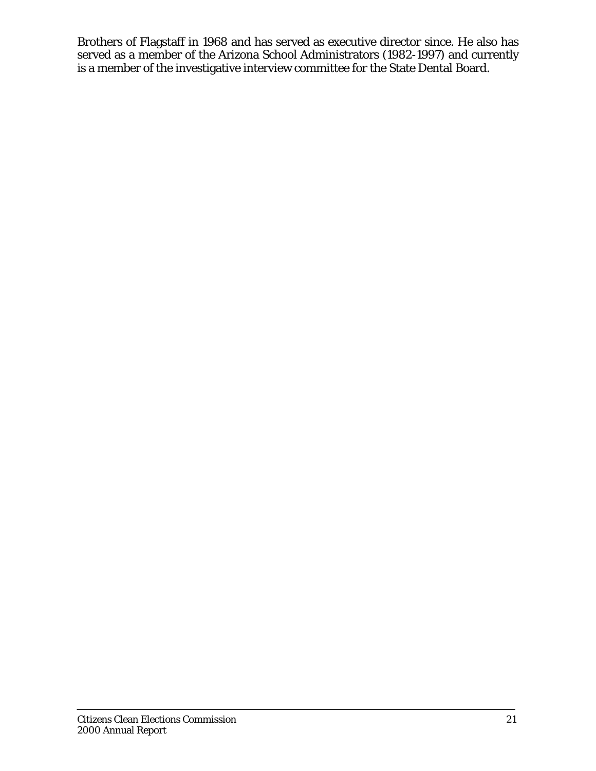Brothers of Flagstaff in 1968 and has served as executive director since. He also has served as a member of the Arizona School Administrators (1982-1997) and currently is a member of the investigative interview committee for the State Dental Board.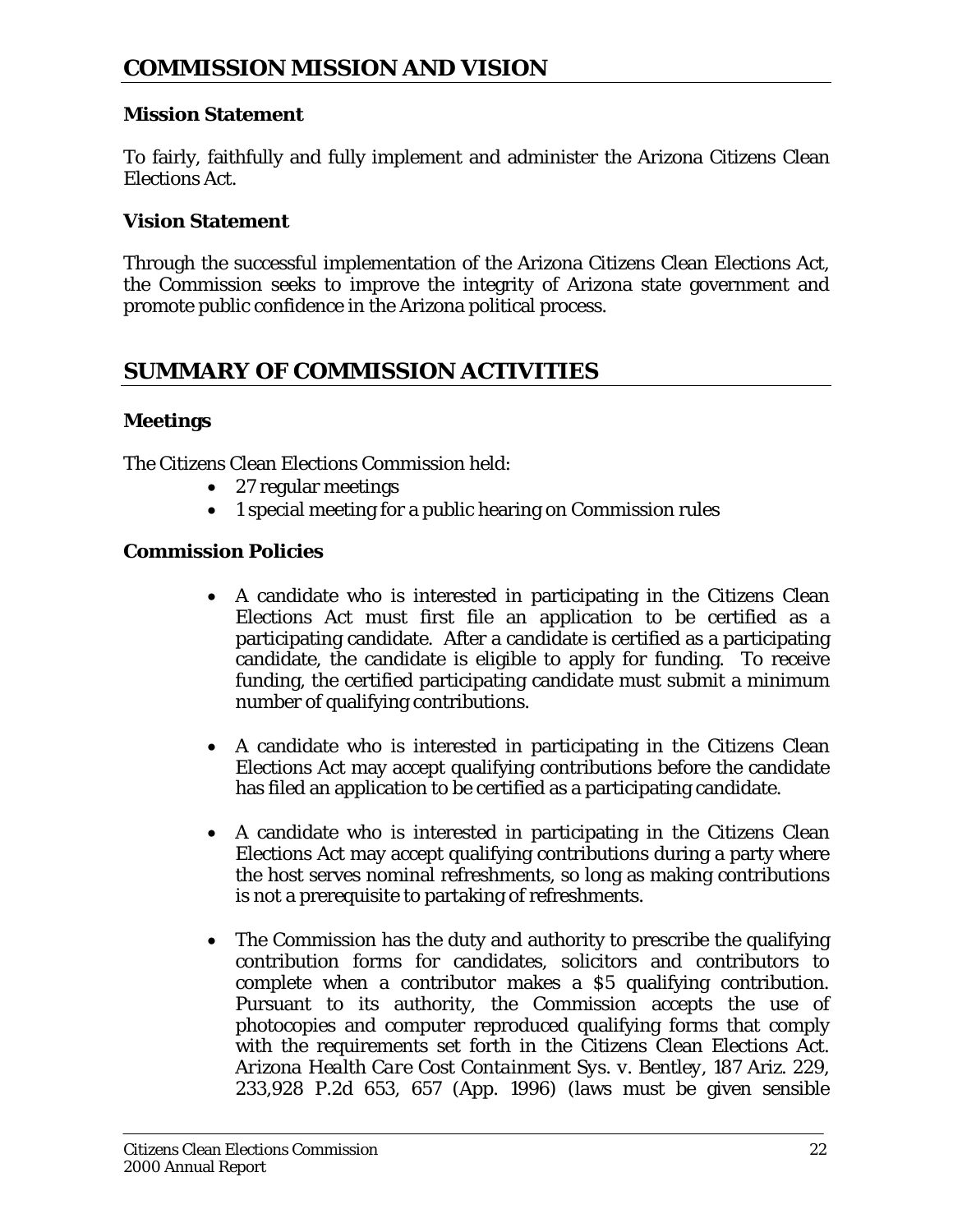## COMMISSION MISSION AND VISION

### Mission Statement

To fairly, faithfully and fully implement and administer the Arizona Citizens Clean Elections Act.

### Vision Statement

Through the successful implementation of the Arizona Citizens Clean Elections Act, the Commission seeks to improve the integrity of Arizona state government and promote public confidence in the Arizona political process.

## SUMMARY OF COMMISSION ACTIVITIES

### Meetings

The Citizens Clean Elections Commission held:

- 27 regular meetings
- 1 special meeting for a public hearing on Commission rules

### Commission Policies

- A candidate who is interested in participating in the Citizens Clean Elections Act must first file an application to be certified as a participating candidate. After a candidate is certified as a participating candidate, the candidate is eligible to apply for funding. To receive funding, the certified participating candidate must submit a minimum number of qualifying contributions.

- A candidate who is interested in participating in the Citizens Clean Elections Act may accept qualifying contributions before the candidate has filed an application to be certified as a participating candidate.

- A candidate who is interested in participating in the Citizens Clean Elections Act may accept qualifying contributions during a party where the host serves nominal refreshments, so long as making contributions is not a prerequisite to partaking of refreshments.

- The Commission has the duty and authority to prescribe the qualifying contribution forms for candidates, solicitors and contributors to complete when a contributor makes a $5 qualifying contribution. Pursuant to its authority, the Commission accepts the use of photocopies and computer reproduced qualifying forms that comply with the requirements set forth in the Citizens Clean Elections Act. *Arizona Health Care Cost Containment Sys. v. Bentley*, 187 Ariz. 229, 233,928 P.2d 653, 657 (App. 1996) (laws must be given sensible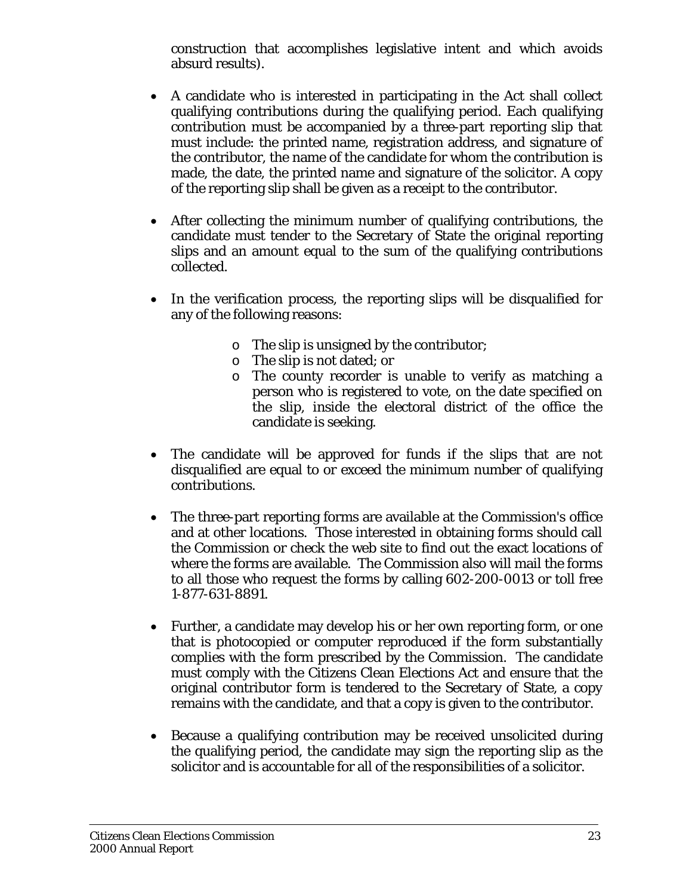construction that accomplishes legislative intent and which avoids absurd results).

- A candidate who is interested in participating in the Act shall collect qualifying contributions during the qualifying period. Each qualifying contribution must be accompanied by a three-part reporting slip that must include: the printed name, registration address, and signature of the contributor, the name of the candidate for whom the contribution is made, the date, the printed name and signature of the solicitor. A copy of the reporting slip shall be given as a receipt to the contributor.

- After collecting the minimum number of qualifying contributions, the candidate must tender to the Secretary of State the original reporting slips and an amount equal to the sum of the qualifying contributions collected.

- In the verification process, the reporting slips will be disqualified for any of the following reasons:
    - The slip is unsigned by the contributor;
    - The slip is not dated; or
    - The county recorder is unable to verify as matching a person who is registered to vote, on the date specified on the slip, inside the electoral district of the office the candidate is seeking.

- The candidate will be approved for funds if the slips that are not disqualified are equal to or exceed the minimum number of qualifying contributions.

- The three-part reporting forms are available at the Commission's office and at other locations. Those interested in obtaining forms should call the Commission or check the web site to find out the exact locations of where the forms are available. The Commission also will mail the forms to all those who request the forms by calling 602-200-0013 or toll free 1-877-631-8891.

- Further, a candidate may develop his or her own reporting form, or one that is photocopied or computer reproduced if the form substantially complies with the form prescribed by the Commission. The candidate must comply with the Citizens Clean Elections Act and ensure that the original contributor form is tendered to the Secretary of State, a copy remains with the candidate, and that a copy is given to the contributor.

- Because a qualifying contribution may be received unsolicited during the qualifying period, the candidate may sign the reporting slip as the solicitor and is accountable for all of the responsibilities of a solicitor.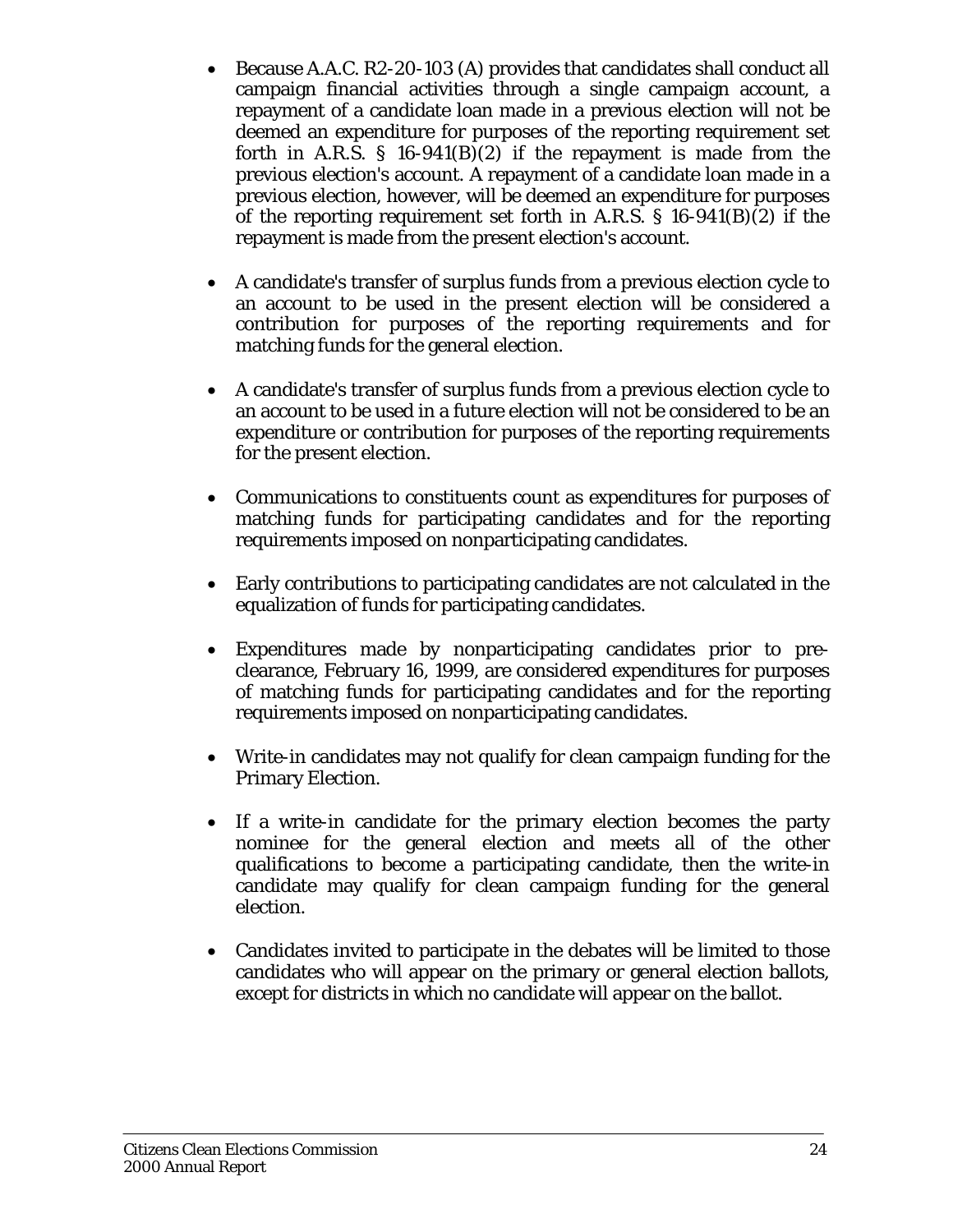- Because A.A.C. R2-20-103 (A) provides that candidates shall conduct all campaign financial activities through a single campaign account, a repayment of a candidate loan made in a previous election will not be deemed an expenditure for purposes of the reporting requirement set forth in A.R.S. § 16-941(B)(2) if the repayment is made from the previous election's account. A repayment of a candidate loan made in a previous election, however, will be deemed an expenditure for purposes of the reporting requirement set forth in A.R.S. § 16-941(B)(2) if the repayment is made from the present election's account.

- A candidate's transfer of surplus funds from a previous election cycle to an account to be used in the present election will be considered a contribution for purposes of the reporting requirements and for matching funds for the general election.

- A candidate's transfer of surplus funds from a previous election cycle to an account to be used in a future election will not be considered to be an expenditure or contribution for purposes of the reporting requirements for the present election.

- Communications to constituents count as expenditures for purposes of matching funds for participating candidates and for the reporting requirements imposed on nonparticipating candidates.

- Early contributions to participating candidates are not calculated in the equalization of funds for participating candidates.

- Expenditures made by nonparticipating candidates prior to pre-clearance, February 16, 1999, are considered expenditures for purposes of matching funds for participating candidates and for the reporting requirements imposed on nonparticipating candidates.

- Write-in candidates may not qualify for clean campaign funding for the Primary Election.

- If a write-in candidate for the primary election becomes the party nominee for the general election and meets all of the other qualifications to become a participating candidate, then the write-in candidate may qualify for clean campaign funding for the general election.

- Candidates invited to participate in the debates will be limited to those candidates who will appear on the primary or general election ballots, except for districts in which no candidate will appear on the ballot.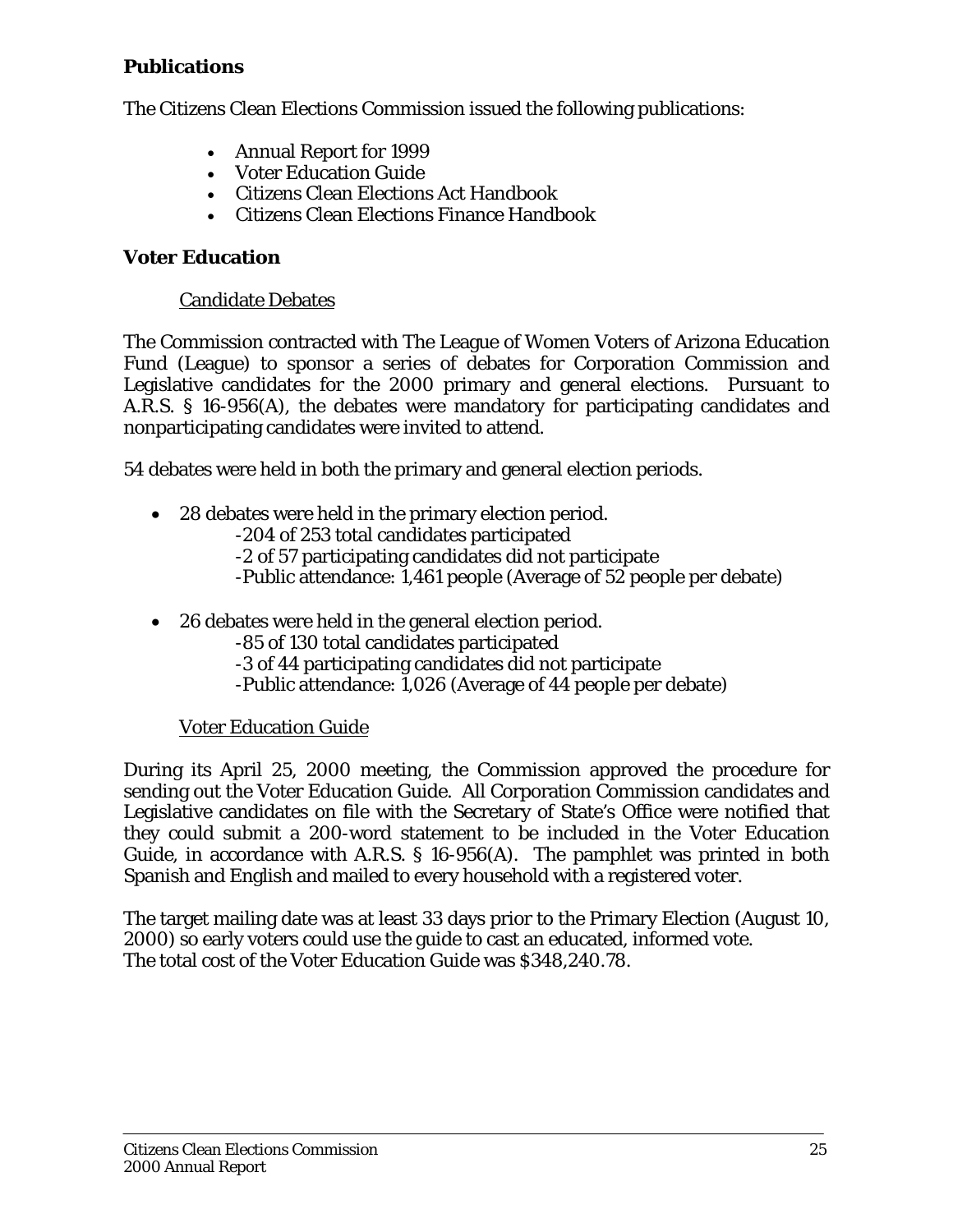## Publications

The Citizens Clean Elections Commission issued the following publications:

- Annual Report for 1999
- Voter Education Guide
- Citizens Clean Elections Act Handbook
- Citizens Clean Elections Finance Handbook

## Voter Education

### Candidate Debates

The Commission contracted with The League of Women Voters of Arizona Education Fund (League) to sponsor a series of debates for Corporation Commission and Legislative candidates for the 2000 primary and general elections. Pursuant to A.R.S. § 16-956(A), the debates were mandatory for participating candidates and nonparticipating candidates were invited to attend.

54 debates were held in both the primary and general election periods.

- 28 debates were held in the primary election period.
  - -204 of 253 total candidates participated
  - -2 of 57 participating candidates did not participate
  - -Public attendance: 1,461 people (Average of 52 people per debate)
- 26 debates were held in the general election period.
  - -85 of 130 total candidates participated
  - -3 of 44 participating candidates did not participate
  - -Public attendance: 1,026 (Average of 44 people per debate)

### Voter Education Guide

During its April 25, 2000 meeting, the Commission approved the procedure for sending out the Voter Education Guide. All Corporation Commission candidates and Legislative candidates on file with the Secretary of State's Office were notified that they could submit a 200-word statement to be included in the Voter Education Guide, in accordance with A.R.S. § 16-956(A). The pamphlet was printed in both Spanish and English and mailed to every household with a registered voter.

The target mailing date was at least 33 days prior to the Primary Election (August 10, 2000) so early voters could use the guide to cast an educated, informed vote.
The total cost of the Voter Education Guide was $348,240.78.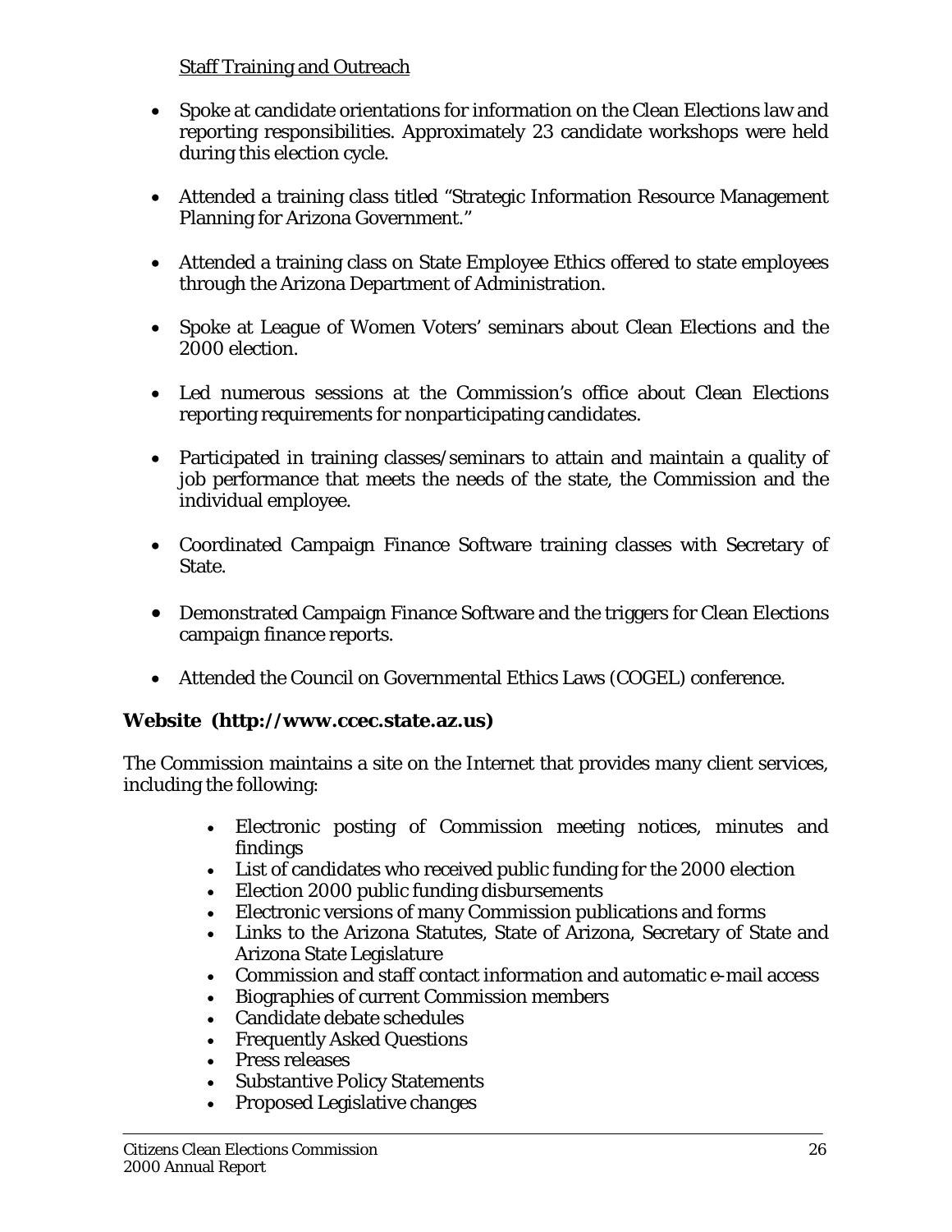<u>Staff Training and Outreach</u>

- Spoke at candidate orientations for information on the Clean Elections law and reporting responsibilities. Approximately 23 candidate workshops were held during this election cycle.
- Attended a training class titled "Strategic Information Resource Management Planning for Arizona Government."
- Attended a training class on State Employee Ethics offered to state employees through the Arizona Department of Administration.
- Spoke at League of Women Voters' seminars about Clean Elections and the 2000 election.
- Led numerous sessions at the Commission's office about Clean Elections reporting requirements for nonparticipating candidates.
- Participated in training classes/seminars to attain and maintain a quality of job performance that meets the needs of the state, the Commission and the individual employee.
- Coordinated Campaign Finance Software training classes with Secretary of State.
- Demonstrated Campaign Finance Software and the triggers for Clean Elections campaign finance reports.
- Attended the Council on Governmental Ethics Laws (COGEL) conference.

**Website (http://www.ccec.state.az.us)**

The Commission maintains a site on the Internet that provides many client services, including the following:

- Electronic posting of Commission meeting notices, minutes and findings
- List of candidates who received public funding for the 2000 election
- Election 2000 public funding disbursements
- Electronic versions of many Commission publications and forms
- Links to the Arizona Statutes, State of Arizona, Secretary of State and Arizona State Legislature
- Commission and staff contact information and automatic e-mail access
- Biographies of current Commission members
- Candidate debate schedules
- Frequently Asked Questions
- Press releases
- Substantive Policy Statements
- Proposed Legislative changes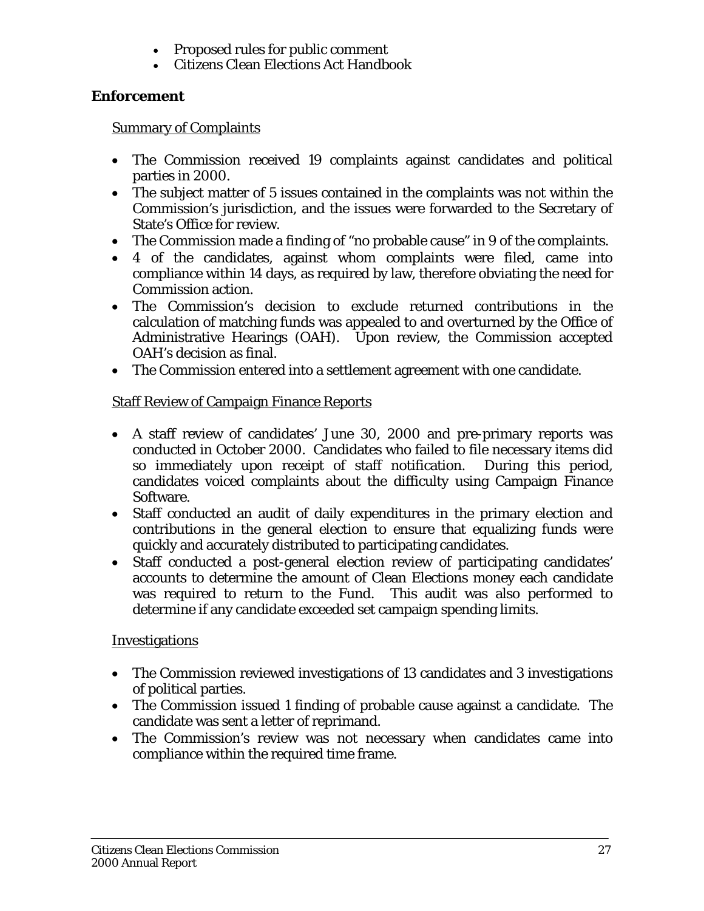- Proposed rules for public comment
- Citizens Clean Elections Act Handbook

**Enforcement**

Summary of Complaints

- The Commission received 19 complaints against candidates and political parties in 2000.
- The subject matter of 5 issues contained in the complaints was not within the Commission's jurisdiction, and the issues were forwarded to the Secretary of State's Office for review.
- The Commission made a finding of "no probable cause" in 9 of the complaints.
- 4 of the candidates, against whom complaints were filed, came into compliance within 14 days, as required by law, therefore obviating the need for Commission action.
- The Commission's decision to exclude returned contributions in the calculation of matching funds was appealed to and overturned by the Office of Administrative Hearings (OAH). Upon review, the Commission accepted OAH's decision as final.
- The Commission entered into a settlement agreement with one candidate.

Staff Review of Campaign Finance Reports

- A staff review of candidates' June 30, 2000 and pre-primary reports was conducted in October 2000. Candidates who failed to file necessary items did so immediately upon receipt of staff notification. During this period, candidates voiced complaints about the difficulty using Campaign Finance Software.
- Staff conducted an audit of daily expenditures in the primary election and contributions in the general election to ensure that equalizing funds were quickly and accurately distributed to participating candidates.
- Staff conducted a post-general election review of participating candidates' accounts to determine the amount of Clean Elections money each candidate was required to return to the Fund. This audit was also performed to determine if any candidate exceeded set campaign spending limits.

Investigations

- The Commission reviewed investigations of 13 candidates and 3 investigations of political parties.
- The Commission issued 1 finding of probable cause against a candidate. The candidate was sent a letter of reprimand.
- The Commission's review was not necessary when candidates came into compliance within the required time frame.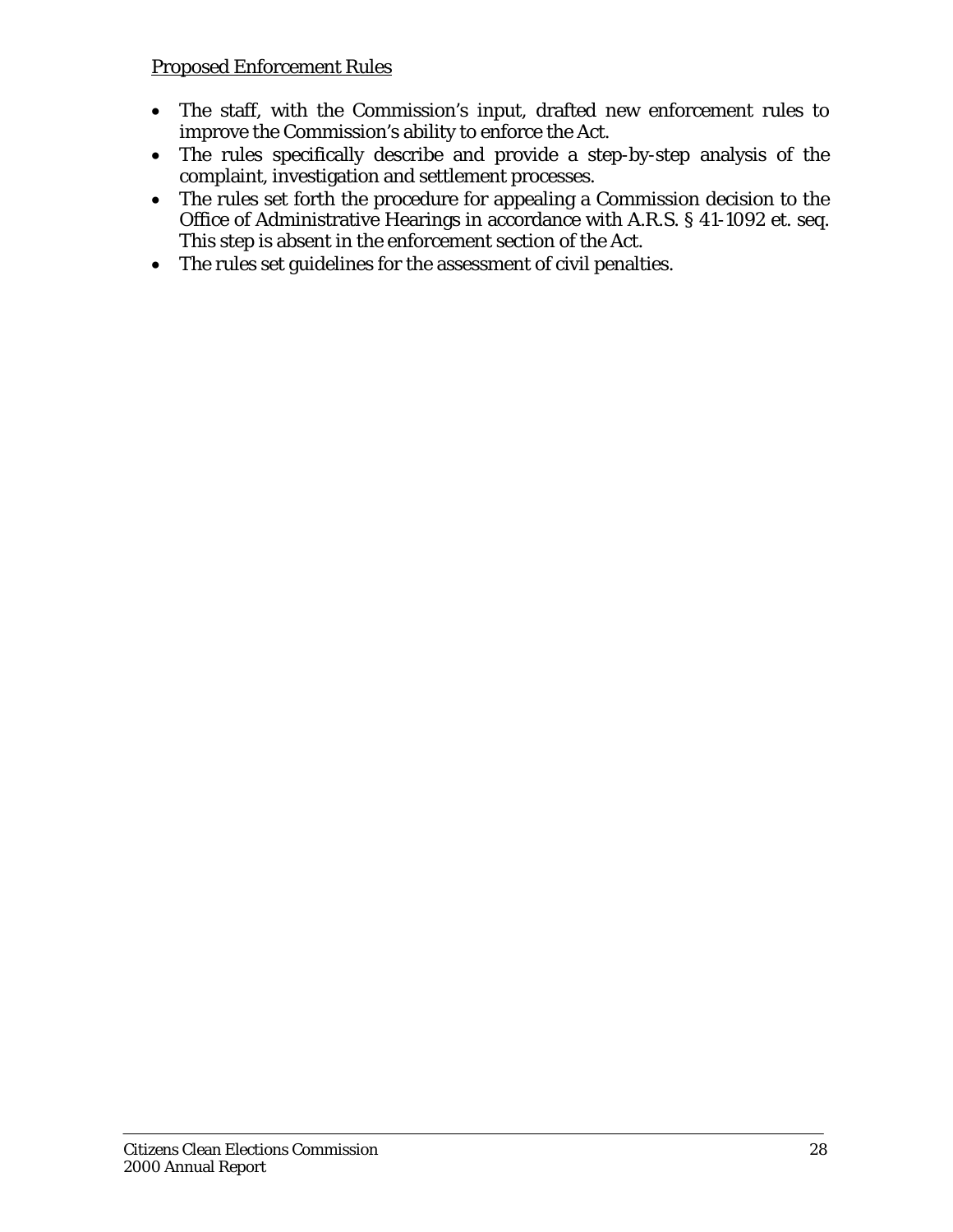Proposed Enforcement Rules

- The staff, with the Commission's input, drafted new enforcement rules to improve the Commission's ability to enforce the Act.
- The rules specifically describe and provide a step-by-step analysis of the complaint, investigation and settlement processes.
- The rules set forth the procedure for appealing a Commission decision to the Office of Administrative Hearings in accordance with A.R.S. § 41-1092 et. seq. This step is absent in the enforcement section of the Act.
- The rules set guidelines for the assessment of civil penalties.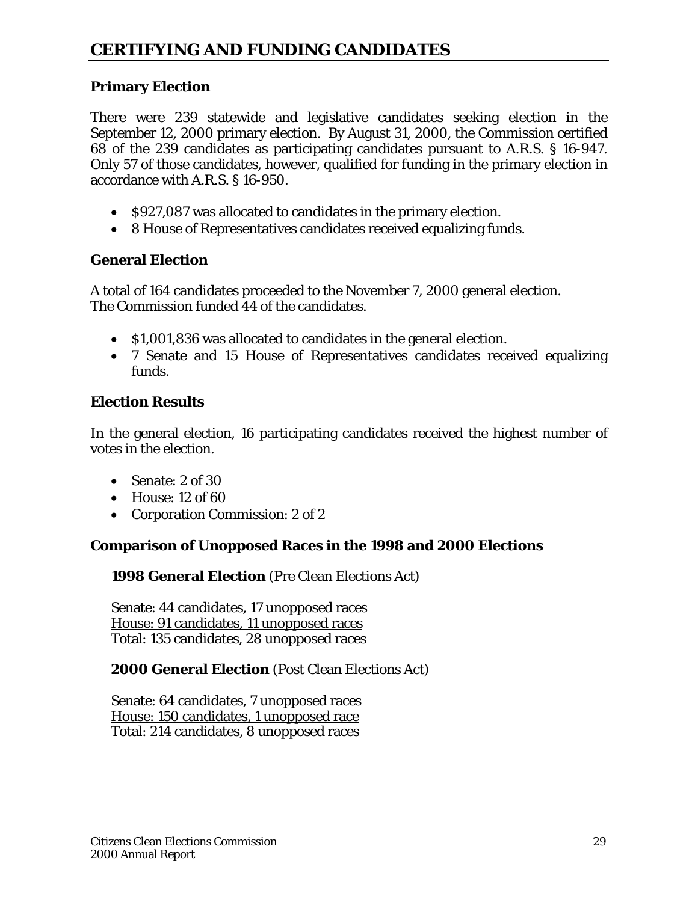# CERTIFYING AND FUNDING CANDIDATES

### Primary Election

There were 239 statewide and legislative candidates seeking election in the September 12, 2000 primary election. By August 31, 2000, the Commission certified 68 of the 239 candidates as participating candidates pursuant to A.R.S. § 16-947. Only 57 of those candidates, however, qualified for funding in the primary election in accordance with A.R.S. § 16-950.

- $927,087 was allocated to candidates in the primary election.
- 8 House of Representatives candidates received equalizing funds.

### General Election

A total of 164 candidates proceeded to the November 7, 2000 general election.
The Commission funded 44 of the candidates.

- $1,001,836 was allocated to candidates in the general election.
- 7 Senate and 15 House of Representatives candidates received equalizing funds.

### Election Results

In the general election, 16 participating candidates received the highest number of votes in the election.

- Senate: 2 of 30
- House: 12 of 60
- Corporation Commission: 2 of 2

### Comparison of Unopposed Races in the 1998 and 2000 Elections

**1998 General Election** (Pre Clean Elections Act)

Senate: 44 candidates, 17 unopposed races
<u>House: 91 candidates, 11 unopposed races</u>
Total: 135 candidates, 28 unopposed races

**2000 General Election** (Post Clean Elections Act)

Senate: 64 candidates, 7 unopposed races
<u>House: 150 candidates, 1 unopposed race</u>
Total: 214 candidates, 8 unopposed races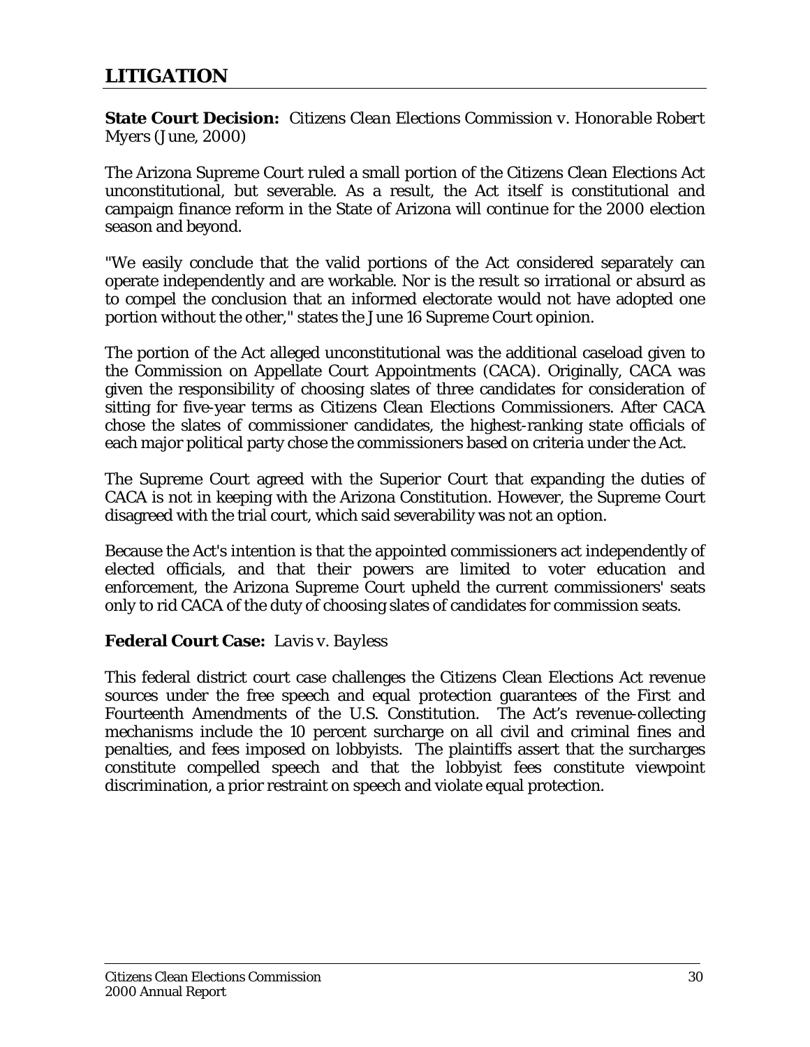## LITIGATION

**State Court Decision:** *Citizens Clean Elections Commission v. Honorable Robert Myers (June, 2000)*

The Arizona Supreme Court ruled a small portion of the Citizens Clean Elections Act unconstitutional, but severable. As a result, the Act itself is constitutional and campaign finance reform in the State of Arizona will continue for the 2000 election season and beyond.

"We easily conclude that the valid portions of the Act considered separately can operate independently and are workable. Nor is the result so irrational or absurd as to compel the conclusion that an informed electorate would not have adopted one portion without the other," states the June 16 Supreme Court opinion.

The portion of the Act alleged unconstitutional was the additional caseload given to the Commission on Appellate Court Appointments (CACA). Originally, CACA was given the responsibility of choosing slates of three candidates for consideration of sitting for five-year terms as Citizens Clean Elections Commissioners. After CACA chose the slates of commissioner candidates, the highest-ranking state officials of each major political party chose the commissioners based on criteria under the Act.

The Supreme Court agreed with the Superior Court that expanding the duties of CACA is not in keeping with the Arizona Constitution. However, the Supreme Court disagreed with the trial court, which said severability was not an option.

Because the Act's intention is that the appointed commissioners act independently of elected officials, and that their powers are limited to voter education and enforcement, the Arizona Supreme Court upheld the current commissioners' seats only to rid CACA of the duty of choosing slates of candidates for commission seats.

**Federal Court Case:** *Lavis v. Bayless*

This federal district court case challenges the Citizens Clean Elections Act revenue sources under the free speech and equal protection guarantees of the First and Fourteenth Amendments of the U.S. Constitution. The Act's revenue-collecting mechanisms include the 10 percent surcharge on all civil and criminal fines and penalties, and fees imposed on lobbyists. The plaintiffs assert that the surcharges constitute compelled speech and that the lobbyist fees constitute viewpoint discrimination, a prior restraint on speech and violate equal protection.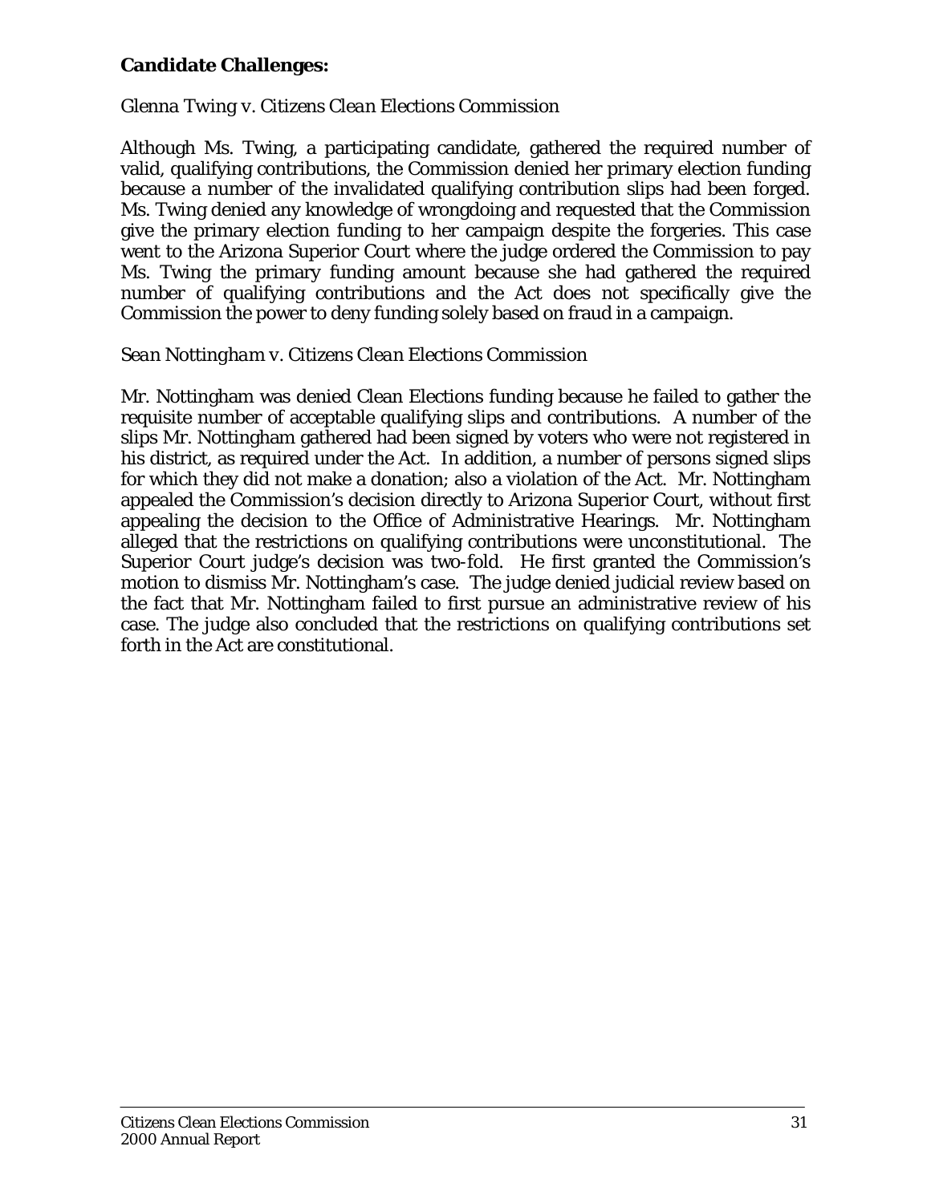**Candidate Challenges:**

*Glenna Twing v. Citizens Clean Elections Commission*

Although Ms. Twing, a participating candidate, gathered the required number of valid, qualifying contributions, the Commission denied her primary election funding because a number of the invalidated qualifying contribution slips had been forged. Ms. Twing denied any knowledge of wrongdoing and requested that the Commission give the primary election funding to her campaign despite the forgeries. This case went to the Arizona Superior Court where the judge ordered the Commission to pay Ms. Twing the primary funding amount because she had gathered the required number of qualifying contributions and the Act does not specifically give the Commission the power to deny funding solely based on fraud in a campaign.

*Sean Nottingham v. Citizens Clean Elections Commission*

Mr. Nottingham was denied Clean Elections funding because he failed to gather the requisite number of acceptable qualifying slips and contributions. A number of the slips Mr. Nottingham gathered had been signed by voters who were not registered in his district, as required under the Act. In addition, a number of persons signed slips for which they did not make a donation; also a violation of the Act. Mr. Nottingham appealed the Commission's decision directly to Arizona Superior Court, without first appealing the decision to the Office of Administrative Hearings. Mr. Nottingham alleged that the restrictions on qualifying contributions were unconstitutional. The Superior Court judge's decision was two-fold. He first granted the Commission's motion to dismiss Mr. Nottingham's case. The judge denied judicial review based on the fact that Mr. Nottingham failed to first pursue an administrative review of his case. The judge also concluded that the restrictions on qualifying contributions set forth in the Act are constitutional.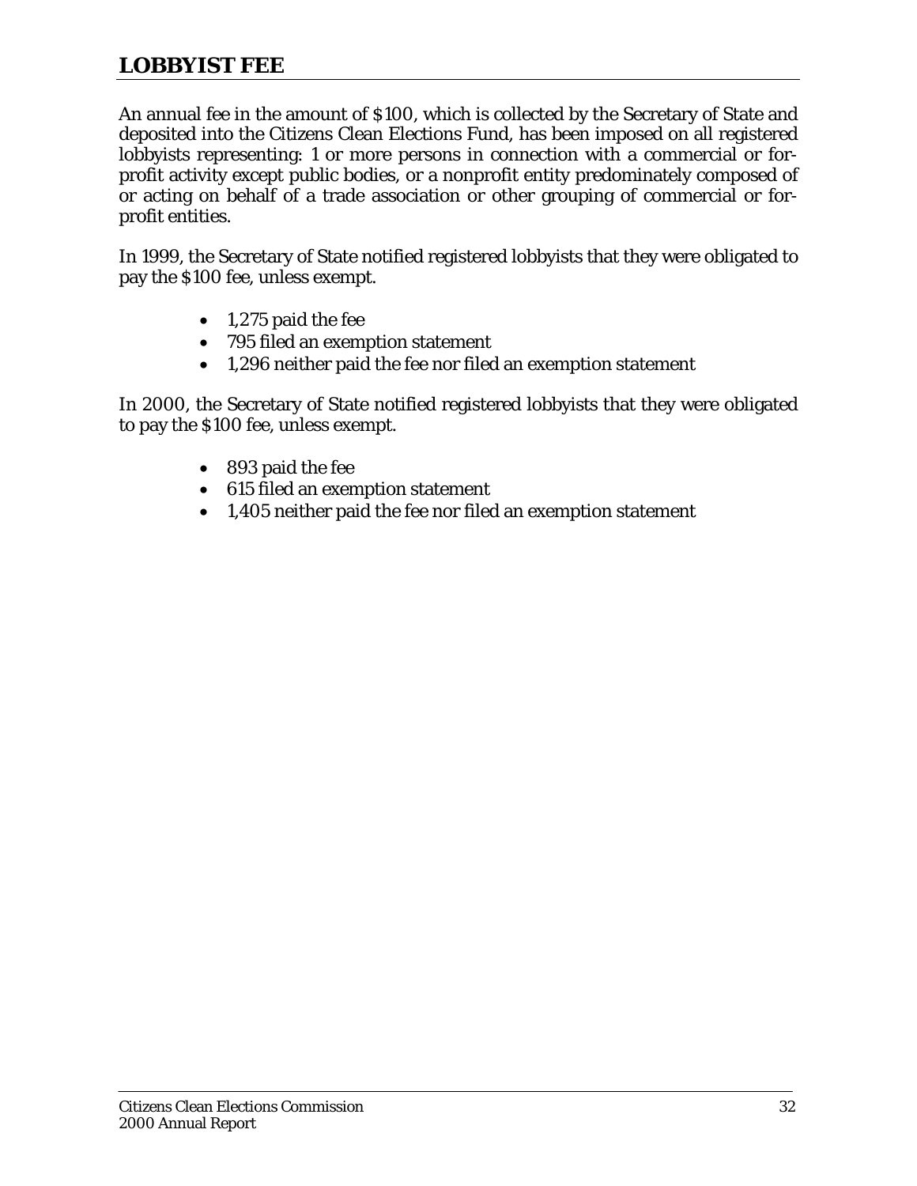## LOBBYIST FEE

An annual fee in the amount of $100, which is collected by the Secretary of State and deposited into the Citizens Clean Elections Fund, has been imposed on all registered lobbyists representing: 1 or more persons in connection with a commercial or for-profit activity except public bodies, or a nonprofit entity predominately composed of or acting on behalf of a trade association or other grouping of commercial or for-profit entities.

In 1999, the Secretary of State notified registered lobbyists that they were obligated to pay the $100 fee, unless exempt.

- 1,275 paid the fee
- 795 filed an exemption statement
- 1,296 neither paid the fee nor filed an exemption statement

In 2000, the Secretary of State notified registered lobbyists that they were obligated to pay the $100 fee, unless exempt.

- 893 paid the fee
- 615 filed an exemption statement
- 1,405 neither paid the fee nor filed an exemption statement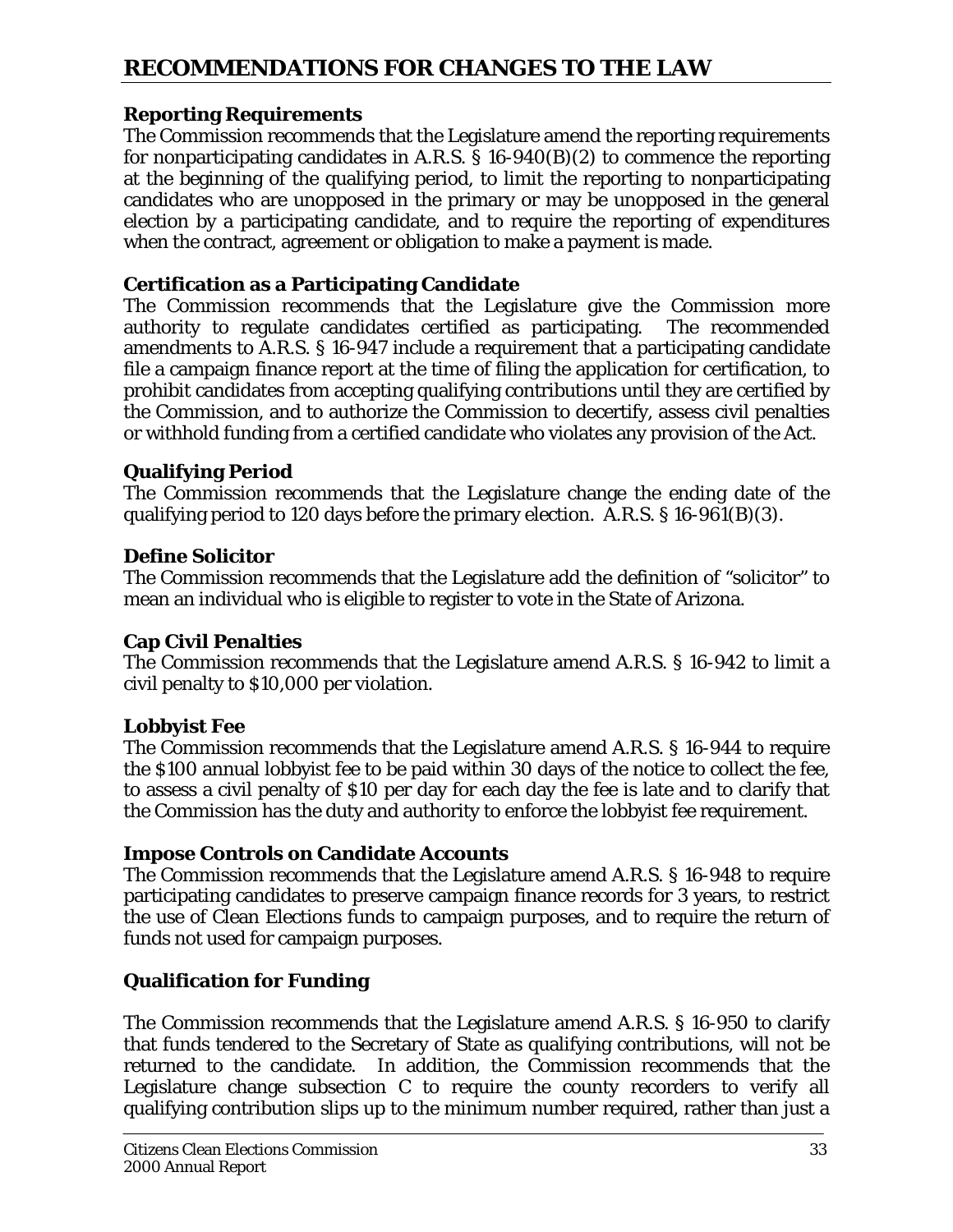# RECOMMENDATIONS FOR CHANGES TO THE LAW

### Reporting Requirements

The Commission recommends that the Legislature amend the reporting requirements for nonparticipating candidates in A.R.S. § 16-940(B)(2) to commence the reporting at the beginning of the qualifying period, to limit the reporting to nonparticipating candidates who are unopposed in the primary or may be unopposed in the general election by a participating candidate, and to require the reporting of expenditures when the contract, agreement or obligation to make a payment is made.

### Certification as a Participating Candidate

The Commission recommends that the Legislature give the Commission more authority to regulate candidates certified as participating. The recommended amendments to A.R.S. § 16-947 include a requirement that a participating candidate file a campaign finance report at the time of filing the application for certification, to prohibit candidates from accepting qualifying contributions until they are certified by the Commission, and to authorize the Commission to decertify, assess civil penalties or withhold funding from a certified candidate who violates any provision of the Act.

### Qualifying Period

The Commission recommends that the Legislature change the ending date of the qualifying period to 120 days before the primary election. A.R.S. § 16-961(B)(3).

### Define Solicitor

The Commission recommends that the Legislature add the definition of "solicitor" to mean an individual who is eligible to register to vote in the State of Arizona.

### Cap Civil Penalties

The Commission recommends that the Legislature amend A.R.S. § 16-942 to limit a civil penalty to $10,000 per violation.

### Lobbyist Fee

The Commission recommends that the Legislature amend A.R.S. § 16-944 to require the $100 annual lobbyist fee to be paid within 30 days of the notice to collect the fee, to assess a civil penalty of $10 per day for each day the fee is late and to clarify that the Commission has the duty and authority to enforce the lobbyist fee requirement.

### Impose Controls on Candidate Accounts

The Commission recommends that the Legislature amend A.R.S. § 16-948 to require participating candidates to preserve campaign finance records for 3 years, to restrict the use of Clean Elections funds to campaign purposes, and to require the return of funds not used for campaign purposes.

### Qualification for Funding

The Commission recommends that the Legislature amend A.R.S. § 16-950 to clarify that funds tendered to the Secretary of State as qualifying contributions, will not be returned to the candidate. In addition, the Commission recommends that the Legislature change subsection C to require the county recorders to verify all qualifying contribution slips up to the minimum number required, rather than just a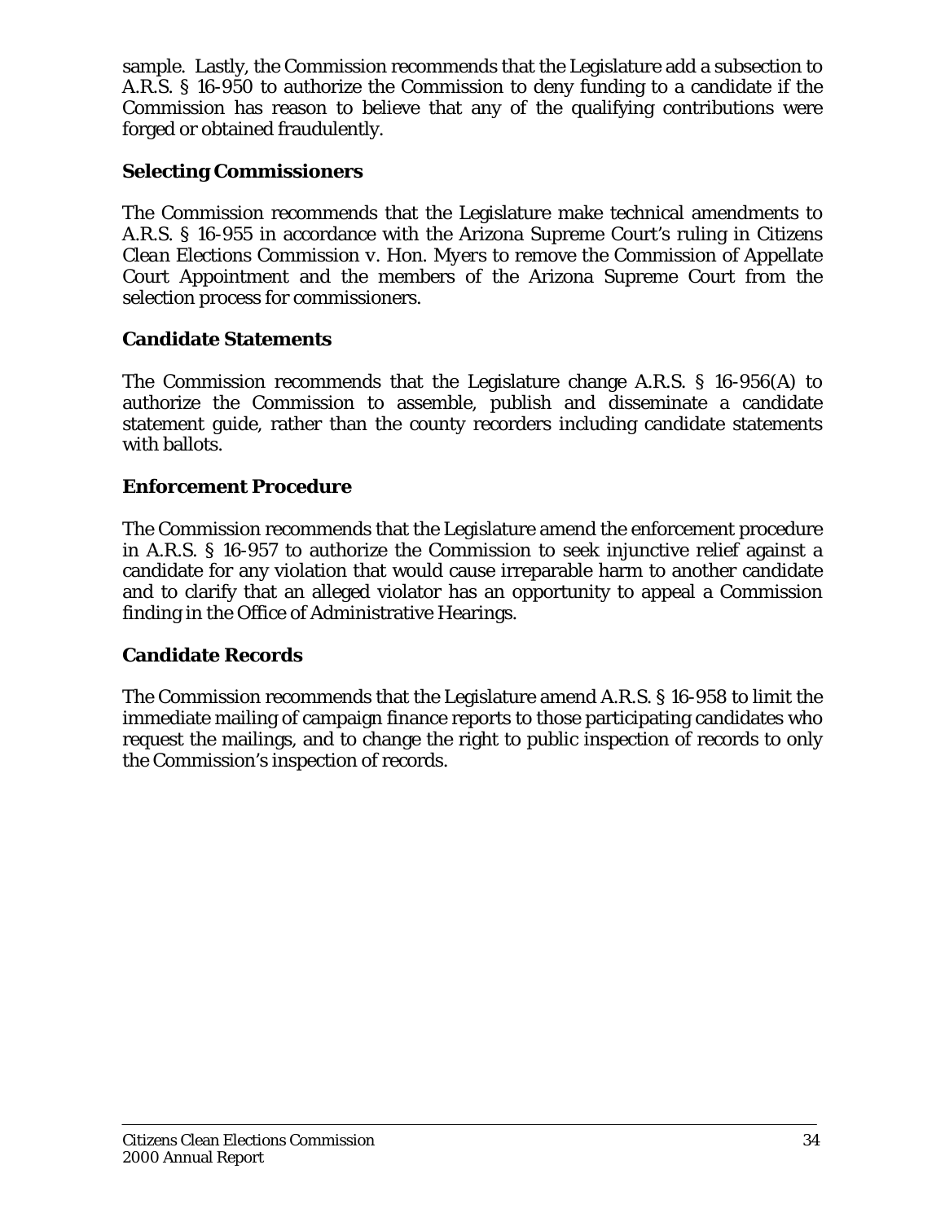sample. Lastly, the Commission recommends that the Legislature add a subsection to A.R.S. § 16-950 to authorize the Commission to deny funding to a candidate if the Commission has reason to believe that any of the qualifying contributions were forged or obtained fraudulently.

### Selecting Commissioners

The Commission recommends that the Legislature make technical amendments to A.R.S. § 16-955 in accordance with the Arizona Supreme Court's ruling in *Citizens Clean Elections Commission v. Hon. Myers* to remove the Commission of Appellate Court Appointment and the members of the Arizona Supreme Court from the selection process for commissioners.

### Candidate Statements

The Commission recommends that the Legislature change A.R.S. § 16-956(A) to authorize the Commission to assemble, publish and disseminate a candidate statement guide, rather than the county recorders including candidate statements with ballots.

### Enforcement Procedure

The Commission recommends that the Legislature amend the enforcement procedure in A.R.S. § 16-957 to authorize the Commission to seek injunctive relief against a candidate for any violation that would cause irreparable harm to another candidate and to clarify that an alleged violator has an opportunity to appeal a Commission finding in the Office of Administrative Hearings.

### Candidate Records

The Commission recommends that the Legislature amend A.R.S. § 16-958 to limit the immediate mailing of campaign finance reports to those participating candidates who request the mailings, and to change the right to public inspection of records to only the Commission's inspection of records.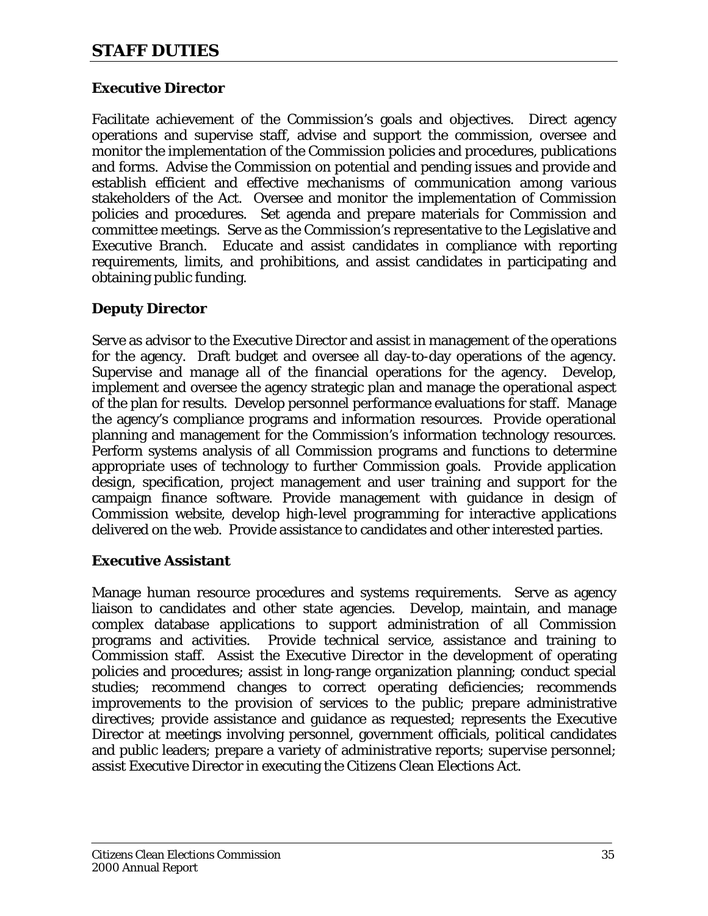# STAFF DUTIES

**Executive Director**

Facilitate achievement of the Commission's goals and objectives. Direct agency operations and supervise staff, advise and support the commission, oversee and monitor the implementation of the Commission policies and procedures, publications and forms. Advise the Commission on potential and pending issues and provide and establish efficient and effective mechanisms of communication among various stakeholders of the Act. Oversee and monitor the implementation of Commission policies and procedures. Set agenda and prepare materials for Commission and committee meetings. Serve as the Commission's representative to the Legislative and Executive Branch. Educate and assist candidates in compliance with reporting requirements, limits, and prohibitions, and assist candidates in participating and obtaining public funding.

**Deputy Director**

Serve as advisor to the Executive Director and assist in management of the operations for the agency. Draft budget and oversee all day-to-day operations of the agency. Supervise and manage all of the financial operations for the agency. Develop, implement and oversee the agency strategic plan and manage the operational aspect of the plan for results. Develop personnel performance evaluations for staff. Manage the agency's compliance programs and information resources. Provide operational planning and management for the Commission's information technology resources. Perform systems analysis of all Commission programs and functions to determine appropriate uses of technology to further Commission goals. Provide application design, specification, project management and user training and support for the campaign finance software. Provide management with guidance in design of Commission website, develop high-level programming for interactive applications delivered on the web. Provide assistance to candidates and other interested parties.

**Executive Assistant**

Manage human resource procedures and systems requirements. Serve as agency liaison to candidates and other state agencies. Develop, maintain, and manage complex database applications to support administration of all Commission programs and activities. Provide technical service, assistance and training to Commission staff. Assist the Executive Director in the development of operating policies and procedures; assist in long-range organization planning; conduct special studies; recommend changes to correct operating deficiencies; recommends improvements to the provision of services to the public; prepare administrative directives; provide assistance and guidance as requested; represents the Executive Director at meetings involving personnel, government officials, political candidates and public leaders; prepare a variety of administrative reports; supervise personnel; assist Executive Director in executing the Citizens Clean Elections Act.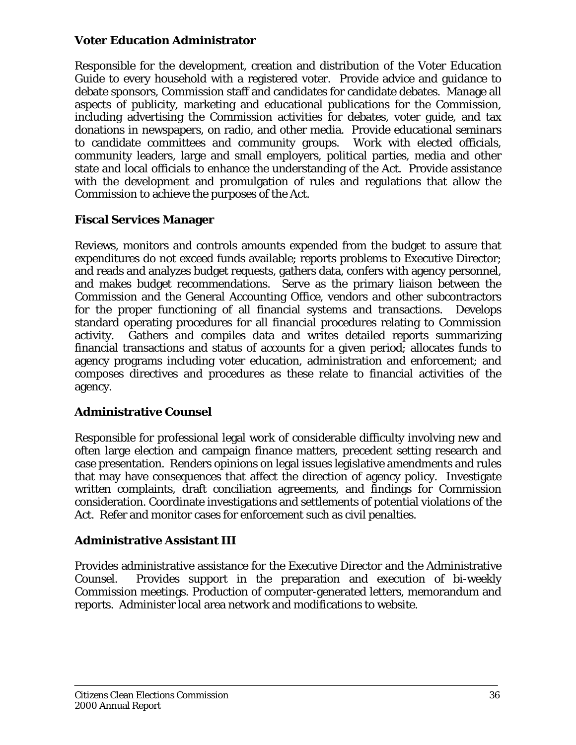### Voter Education Administrator

Responsible for the development, creation and distribution of the Voter Education Guide to every household with a registered voter. Provide advice and guidance to debate sponsors, Commission staff and candidates for candidate debates. Manage all aspects of publicity, marketing and educational publications for the Commission, including advertising the Commission activities for debates, voter guide, and tax donations in newspapers, on radio, and other media. Provide educational seminars to candidate committees and community groups. Work with elected officials, community leaders, large and small employers, political parties, media and other state and local officials to enhance the understanding of the Act. Provide assistance with the development and promulgation of rules and regulations that allow the Commission to achieve the purposes of the Act.

### Fiscal Services Manager

Reviews, monitors and controls amounts expended from the budget to assure that expenditures do not exceed funds available; reports problems to Executive Director; and reads and analyzes budget requests, gathers data, confers with agency personnel, and makes budget recommendations. Serve as the primary liaison between the Commission and the General Accounting Office, vendors and other subcontractors for the proper functioning of all financial systems and transactions. Develops standard operating procedures for all financial procedures relating to Commission activity. Gathers and compiles data and writes detailed reports summarizing financial transactions and status of accounts for a given period; allocates funds to agency programs including voter education, administration and enforcement; and composes directives and procedures as these relate to financial activities of the agency.

### Administrative Counsel

Responsible for professional legal work of considerable difficulty involving new and often large election and campaign finance matters, precedent setting research and case presentation. Renders opinions on legal issues legislative amendments and rules that may have consequences that affect the direction of agency policy. Investigate written complaints, draft conciliation agreements, and findings for Commission consideration. Coordinate investigations and settlements of potential violations of the Act. Refer and monitor cases for enforcement such as civil penalties.

### Administrative Assistant III

Provides administrative assistance for the Executive Director and the Administrative Counsel. Provides support in the preparation and execution of bi-weekly Commission meetings. Production of computer-generated letters, memorandum and reports. Administer local area network and modifications to website.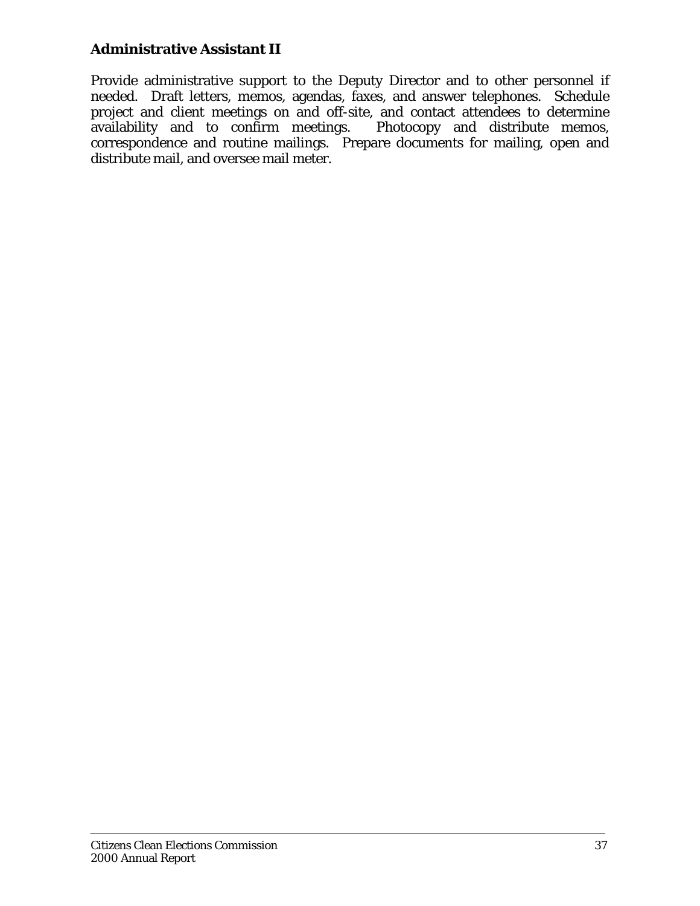### Administrative Assistant II

Provide administrative support to the Deputy Director and to other personnel if needed. Draft letters, memos, agendas, faxes, and answer telephones. Schedule project and client meetings on and off-site, and contact attendees to determine availability and to confirm meetings. Photocopy and distribute memos, correspondence and routine mailings. Prepare documents for mailing, open and distribute mail, and oversee mail meter.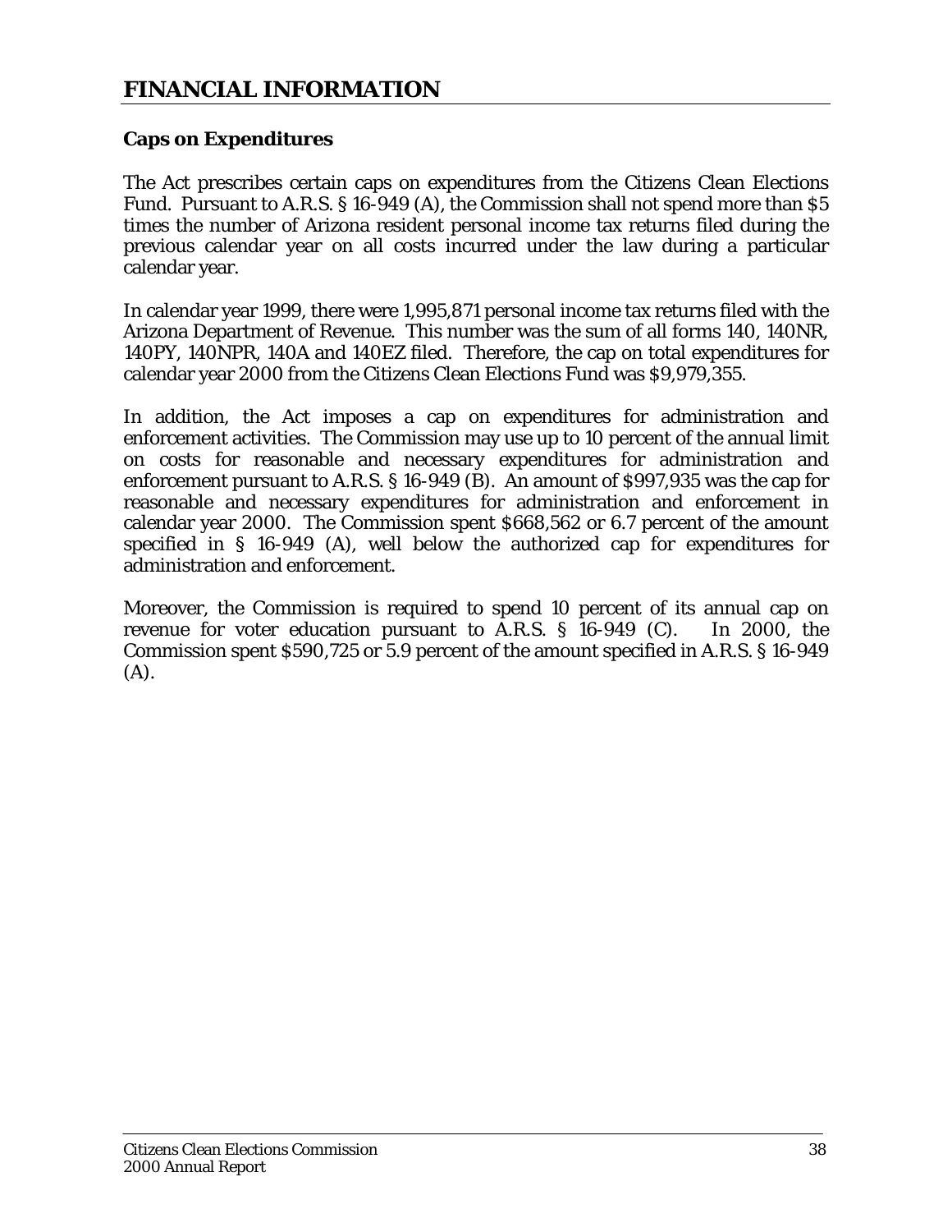# FINANCIAL INFORMATION

## Caps on Expenditures

The Act prescribes certain caps on expenditures from the Citizens Clean Elections Fund. Pursuant to A.R.S. § 16-949 (A), the Commission shall not spend more than $5 times the number of Arizona resident personal income tax returns filed during the previous calendar year on all costs incurred under the law during a particular calendar year.

In calendar year 1999, there were 1,995,871 personal income tax returns filed with the Arizona Department of Revenue. This number was the sum of all forms 140, 140NR, 140PY, 140NPR, 140A and 140EZ filed. Therefore, the cap on total expenditures for calendar year 2000 from the Citizens Clean Elections Fund was $9,979,355.

In addition, the Act imposes a cap on expenditures for administration and enforcement activities. The Commission may use up to 10 percent of the annual limit on costs for reasonable and necessary expenditures for administration and enforcement pursuant to A.R.S. § 16-949 (B). An amount of $997,935 was the cap for reasonable and necessary expenditures for administration and enforcement in calendar year 2000. The Commission spent $668,562 or 6.7 percent of the amount specified in § 16-949 (A), well below the authorized cap for expenditures for administration and enforcement.

Moreover, the Commission is required to spend 10 percent of its annual cap on revenue for voter education pursuant to A.R.S. § 16-949 (C). In 2000, the Commission spent $590,725 or 5.9 percent of the amount specified in A.R.S. § 16-949 (A).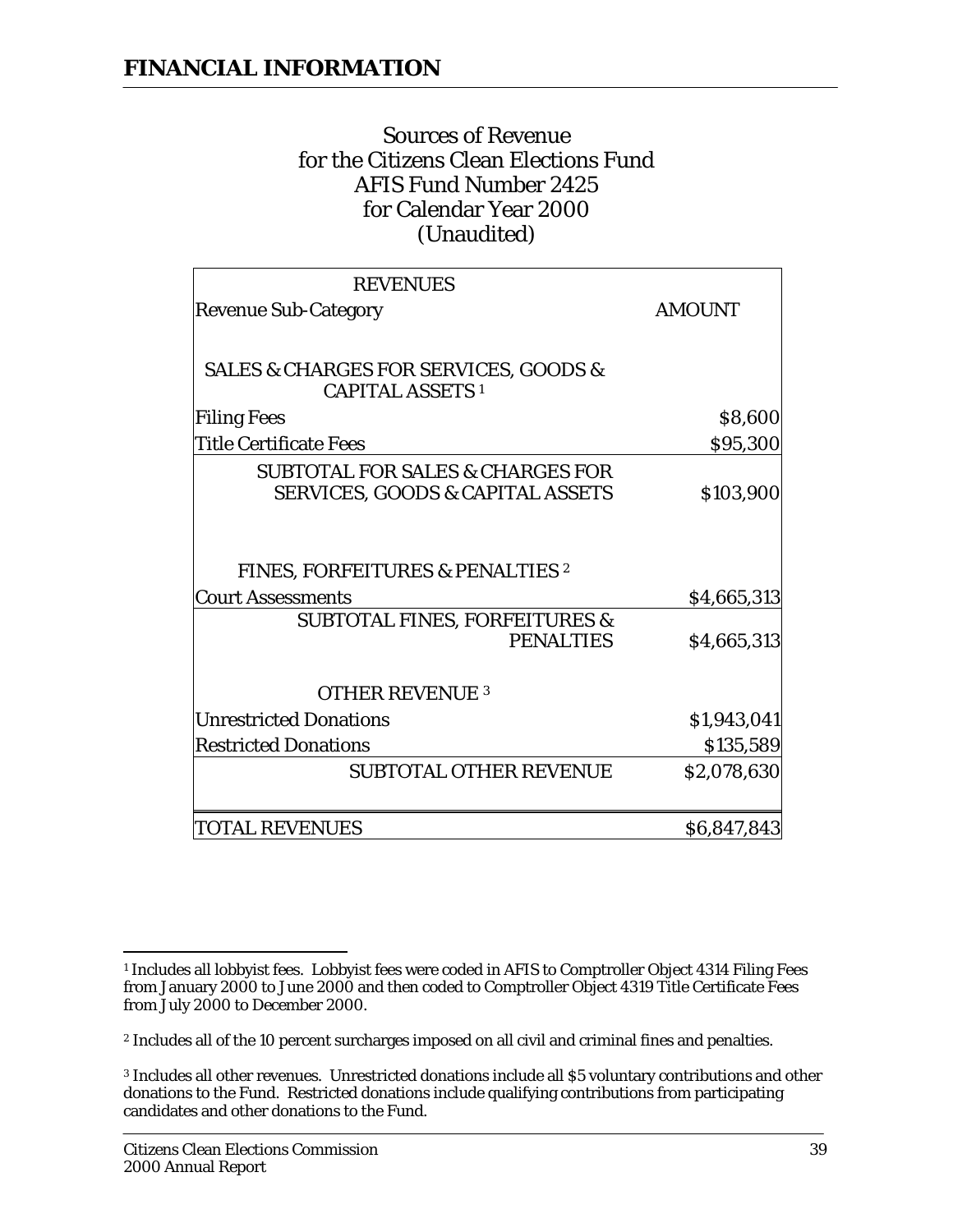# FINANCIAL INFORMATION

Sources of Revenue
for the Citizens Clean Elections Fund
AFIS Fund Number 2425
for Calendar Year 2000
(Unaudited)

| REVENUES | |
|---|---|
| Revenue Sub-Category | AMOUNT |
| SALES & CHARGES FOR SERVICES, GOODS & CAPITAL ASSETS [1] | |
| Filing Fees | $8,600 |
| Title Certificate Fees | $95,300 |
| SUBTOTAL FOR SALES & CHARGES FOR SERVICES, GOODS & CAPITAL ASSETS | $103,900 |
| FINES, FORFEITURES & PENALTIES [2] | |
| Court Assessments | $4,665,313 |
| SUBTOTAL FINES, FORFEITURES & PENALTIES | $4,665,313 |
| OTHER REVENUE [3] | |
| Unrestricted Donations | $1,943,041 |
| Restricted Donations | $135,589 |
| SUBTOTAL OTHER REVENUE | $2,078,630 |
| TOTAL REVENUES | $6,847,843 |

[1] Includes all lobbyist fees. Lobbyist fees were coded in AFIS to Comptroller Object 4314 Filing Fees from January 2000 to June 2000 and then coded to Comptroller Object 4319 Title Certificate Fees from July 2000 to December 2000.

[2] Includes all of the 10 percent surcharges imposed on all civil and criminal fines and penalties.

[3] Includes all other revenues. Unrestricted donations include all $5 voluntary contributions and other donations to the Fund. Restricted donations include qualifying contributions from participating candidates and other donations to the Fund.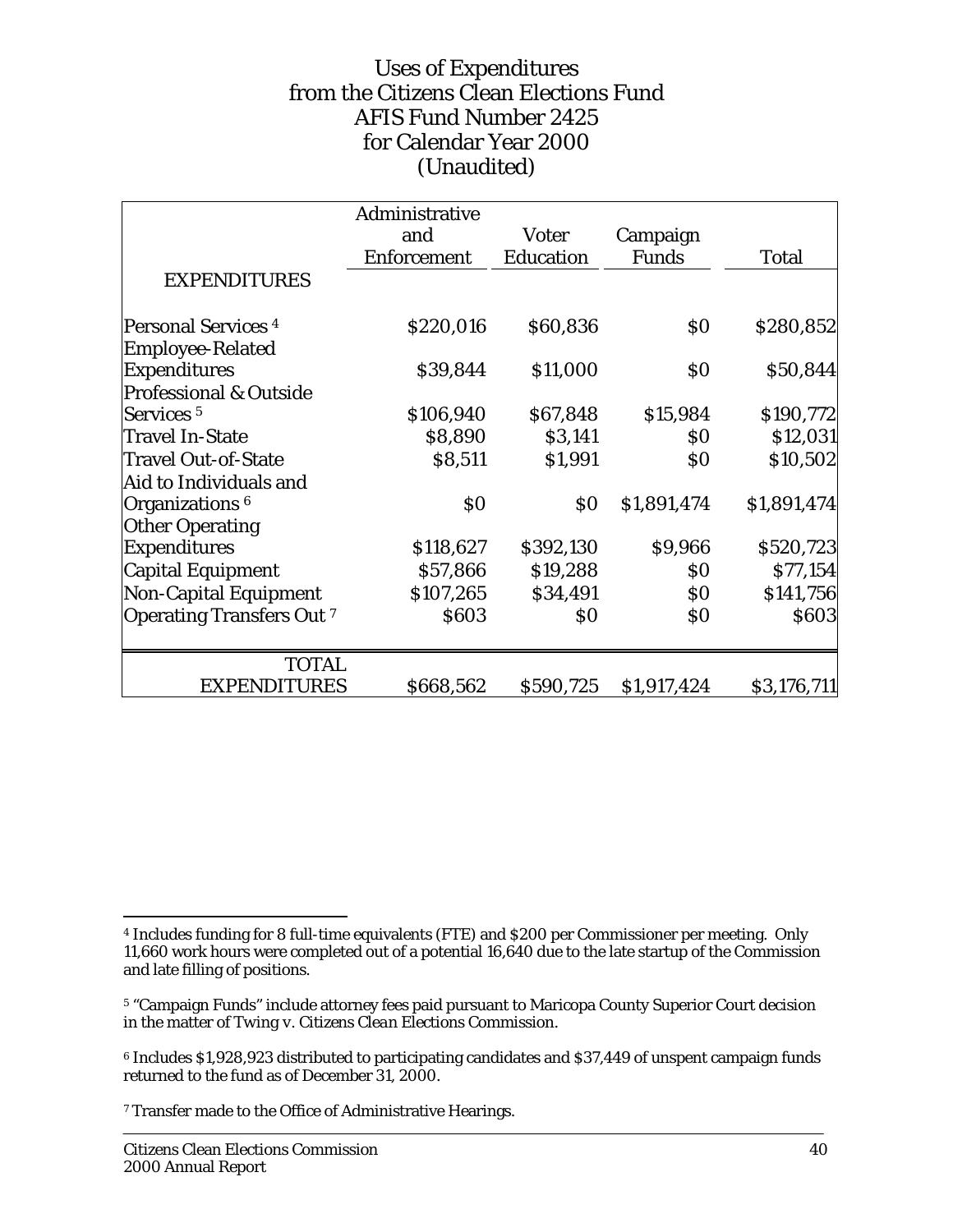# Uses of Expenditures
# from the Citizens Clean Elections Fund
# AFIS Fund Number 2425
# for Calendar Year 2000
# (Unaudited)

| EXPENDITURES | Administrative and Enforcement | Voter Education | Campaign Funds | Total |
|---|---|---|---|---|
| Personal Services [4] | \$220,016 | \$60,836 | \$0 | \$280,852 |
| Employee-Related Expenditures | \$39,844 | \$11,000 | \$0 | \$50,844 |
| Professional & Outside Services [5] | \$106,940 | \$67,848 | \$15,984 | \$190,772 |
| Travel In-State | \$8,890 | \$3,141 | \$0 | \$12,031 |
| Travel Out-of-State | \$8,511 | \$1,991 | \$0 | \$10,502 |
| Aid to Individuals and Organizations [6] | \$0 | \$0 | \$1,891,474 | \$1,891,474 |
| Other Operating Expenditures | \$118,627 | \$392,130 | \$9,966 | \$520,723 |
| Capital Equipment | \$57,866 | \$19,288 | \$0 | \$77,154 |
| Non-Capital Equipment | \$107,265 | \$34,491 | \$0 | \$141,756 |
| Operating Transfers Out [7] | \$603 | \$0 | \$0 | \$603 |
| TOTAL EXPENDITURES | \$668,562 | \$590,725 | \$1,917,424 | \$3,176,711 |

[4] Includes funding for 8 full-time equivalents (FTE) and \$200 per Commissioner per meeting. Only 11,660 work hours were completed out of a potential 16,640 due to the late startup of the Commission and late filling of positions.

[5] "Campaign Funds" include attorney fees paid pursuant to Maricopa County Superior Court decision in the matter of *Twing v. Citizens Clean Elections Commission.*

[6] Includes \$1,928,923 distributed to participating candidates and \$37,449 of unspent campaign funds returned to the fund as of December 31, 2000.

[7] Transfer made to the Office of Administrative Hearings.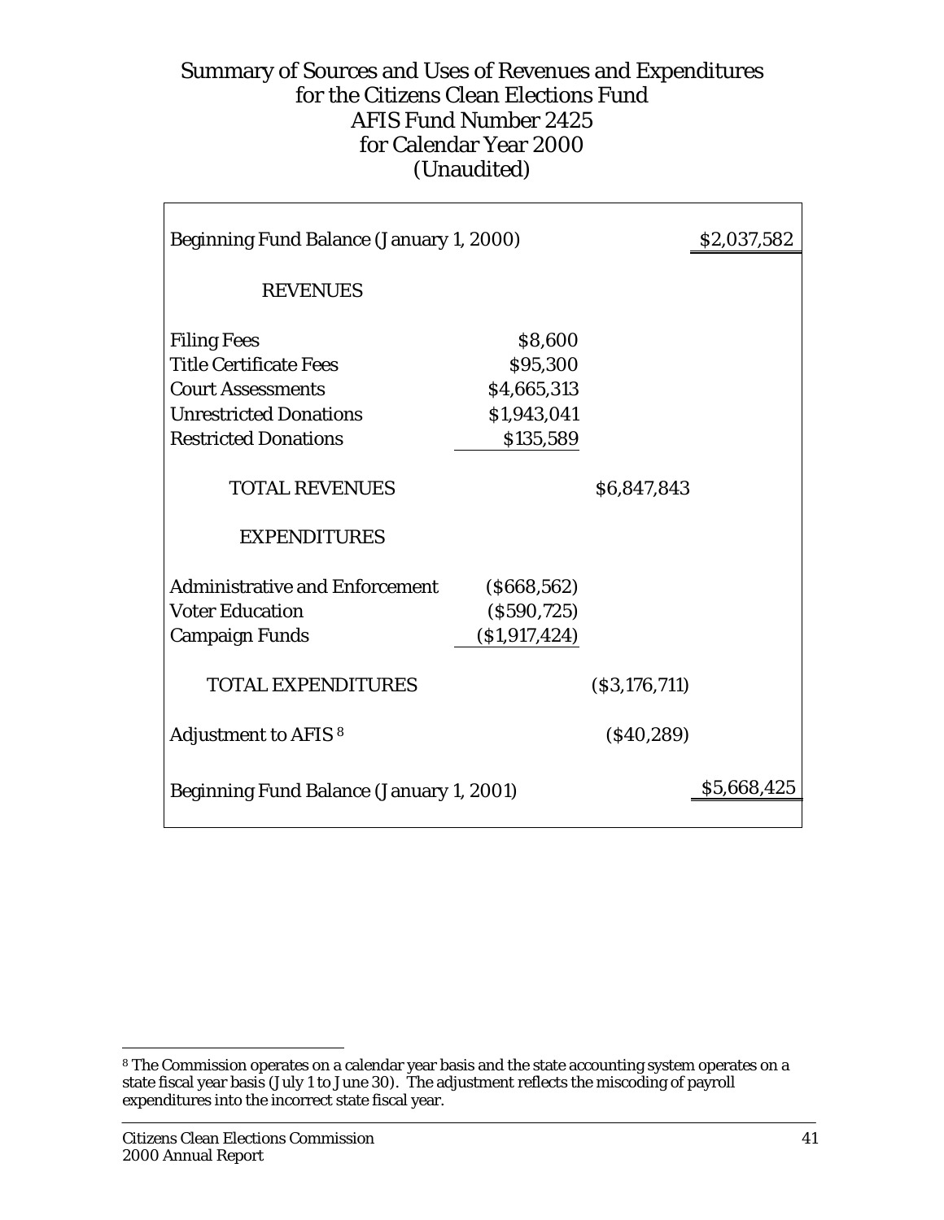# Summary of Sources and Uses of Revenues and Expenditures for the Citizens Clean Elections Fund AFIS Fund Number 2425 for Calendar Year 2000 (Unaudited)

| | | | |
|---|---|---|---|
| Beginning Fund Balance (January 1, 2000) | | | $2,037,582 |
| REVENUES | | | |
| Filing Fees | $8,600 | | |
| Title Certificate Fees | $95,300 | | |
| Court Assessments | $4,665,313 | | |
| Unrestricted Donations | $1,943,041 | | |
| Restricted Donations | $135,589 | | |
| TOTAL REVENUES | | $6,847,843 | |
| EXPENDITURES | | | |
| Administrative and Enforcement | ($668,562) | | |
| Voter Education | ($590,725) | | |
| Campaign Funds | ($1,917,424) | | |
| TOTAL EXPENDITURES | | ($3,176,711) | |
| Adjustment to AFIS [8] | | ($40,289) | |
| Beginning Fund Balance (January 1, 2001) | | | $5,668,425 |

[8] The Commission operates on a calendar year basis and the state accounting system operates on a state fiscal year basis (July 1 to June 30). The adjustment reflects the miscoding of payroll expenditures into the incorrect state fiscal year.